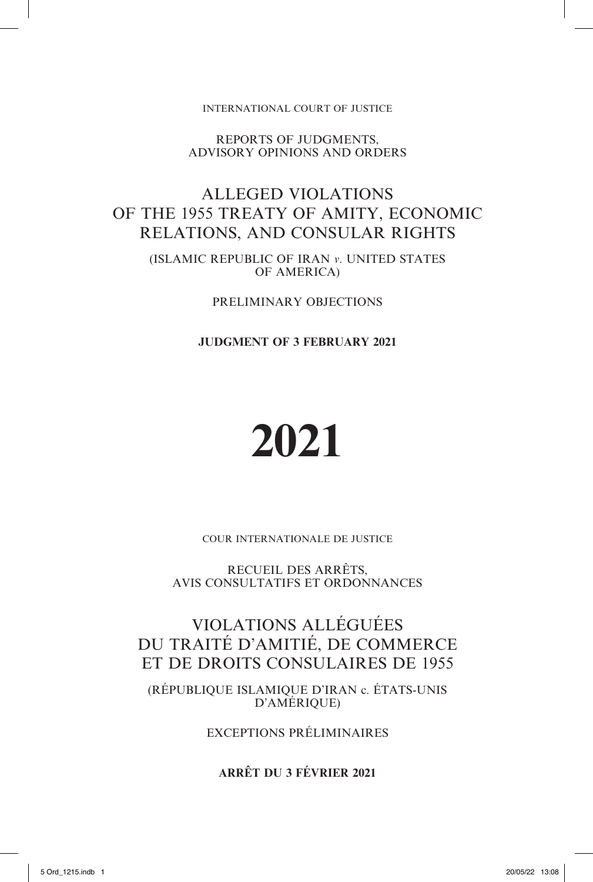INTERNATIONAL COURT OF JUSTICE

REPORTS OF JUDGMENTS, ADVISORY OPINIONS AND ORDERS

# ALLEGED VIOLATIONS OF THE 1955 TREATY OF AMITY, ECONOMIC RELATIONS, AND CONSULAR RIGHTS

(ISLAMIC REPUBLIC OF IRAN *v.* UNITED STATES OF AMERICA)

PRELIMINARY OBJECTIONS

**JUDGMENT OF 3 FEBRUARY 2021**

# 2021

COUR INTERNATIONALE DE JUSTICE

RECUEIL DES ARRÊTS, AVIS CONSULTATIFS ET ORDONNANCES

# VIOLATIONS ALLÉGUÉES DU TRAITÉ D'AMITIÉ, DE COMMERCE ET DE DROITS CONSULAIRES DE 1955

(RÉPUBLIQUE ISLAMIQUE D'IRAN c. ÉTATS-UNIS D'AMÉRIQUE)

EXCEPTIONS PRÉLIMINAIRES

**ARRÊT DU 3 FÉVRIER 2021**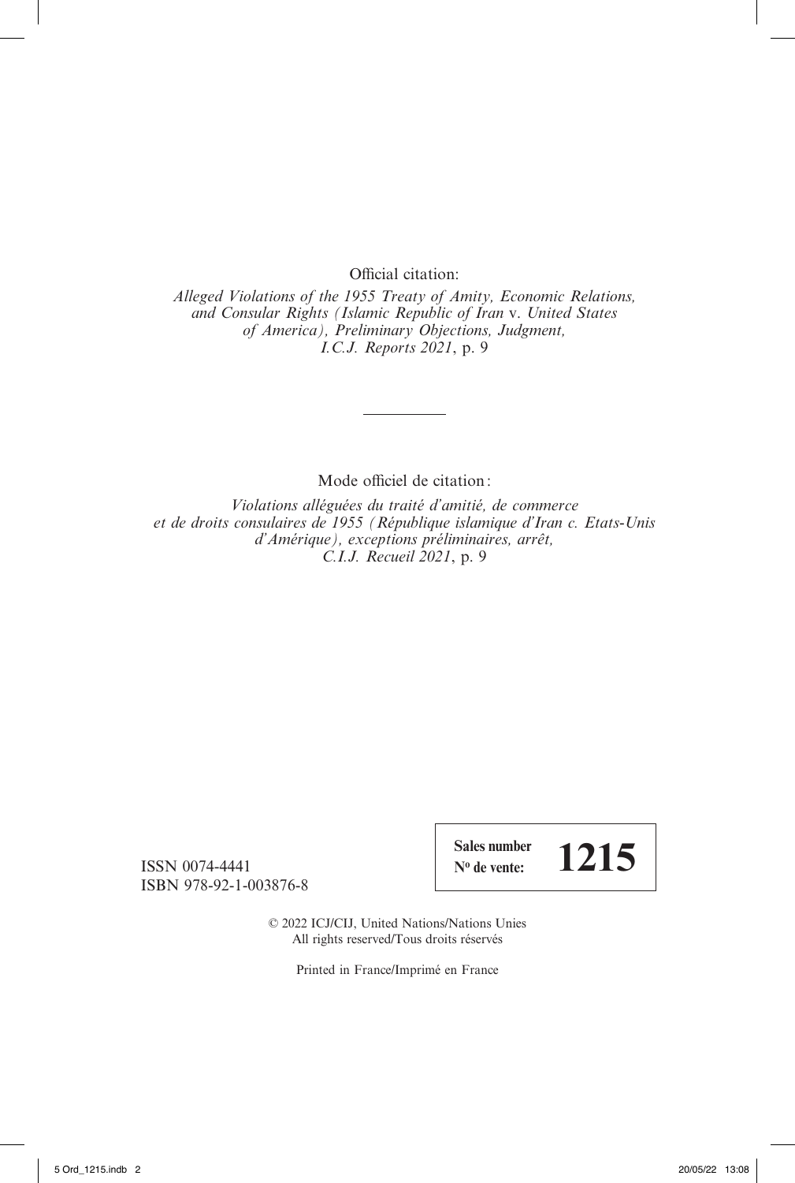Official citation:

*Alleged Violations of the 1955 Treaty of Amity, Economic Relations, and Consular Rights (Islamic Republic of Iran* v. *United States of America), Preliminary Objections, Judgment, I.C.J. Reports 2021*, p. 9

---

Mode officiel de citation :

*Violations alléguées du traité d'amitié, de commerce et de droits consulaires de 1955 (République islamique d'Iran c. Etats-Unis d'Amérique), exceptions préliminaires, arrêt, C.I.J. Recueil 2021*, p. 9

ISSN 0074-4441
ISBN 978-92-1-003876-8

**Sales number**
**Nº de vente:** **1215**

© 2022 ICJ/CIJ, United Nations/Nations Unies
All rights reserved/Tous droits réservés

Printed in France/Imprimé en France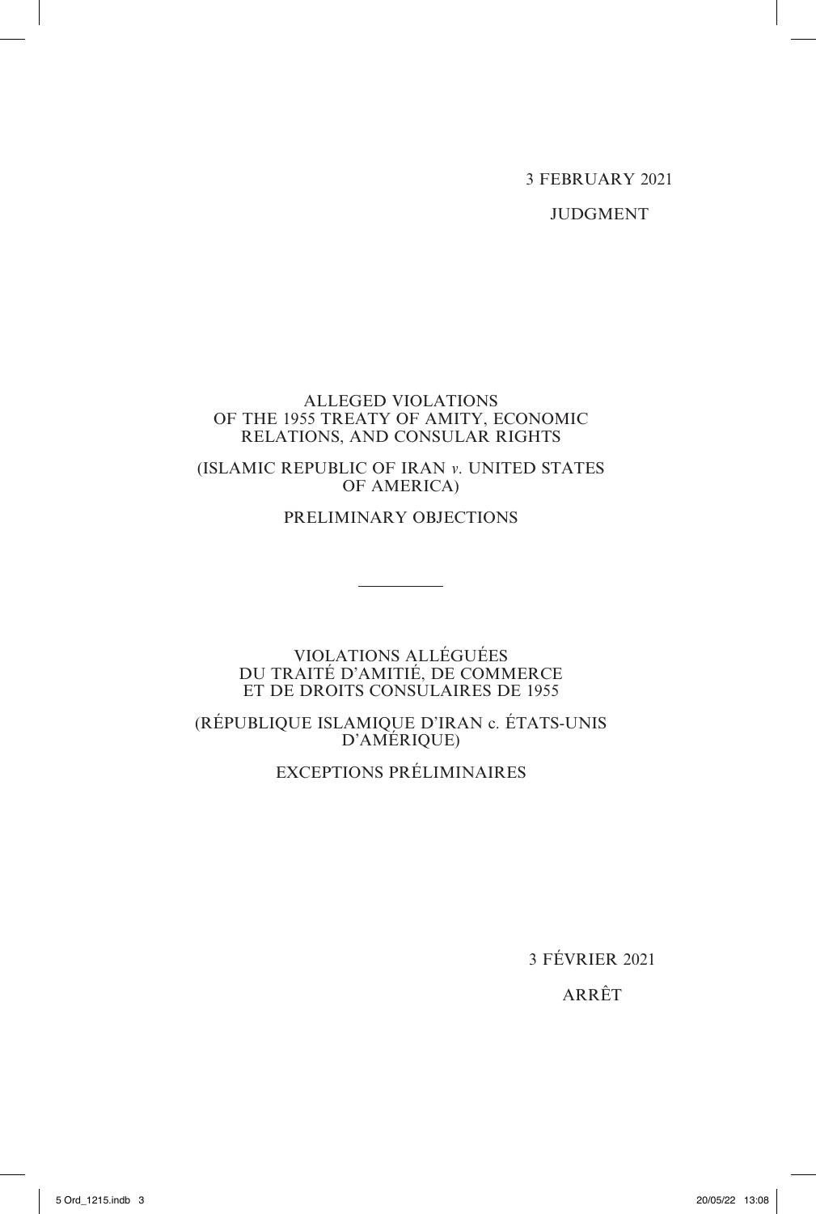3 FEBRUARY 2021

JUDGMENT

ALLEGED VIOLATIONS OF THE 1955 TREATY OF AMITY, ECONOMIC RELATIONS, AND CONSULAR RIGHTS

(ISLAMIC REPUBLIC OF IRAN *v*. UNITED STATES OF AMERICA)

PRELIMINARY OBJECTIONS

---

VIOLATIONS ALLÉGUÉES DU TRAITÉ D'AMITIÉ, DE COMMERCE ET DE DROITS CONSULAIRES DE 1955

(RÉPUBLIQUE ISLAMIQUE D'IRAN c. ÉTATS-UNIS D'AMÉRIQUE)

EXCEPTIONS PRÉLIMINAIRES

3 FÉVRIER 2021

ARRÊT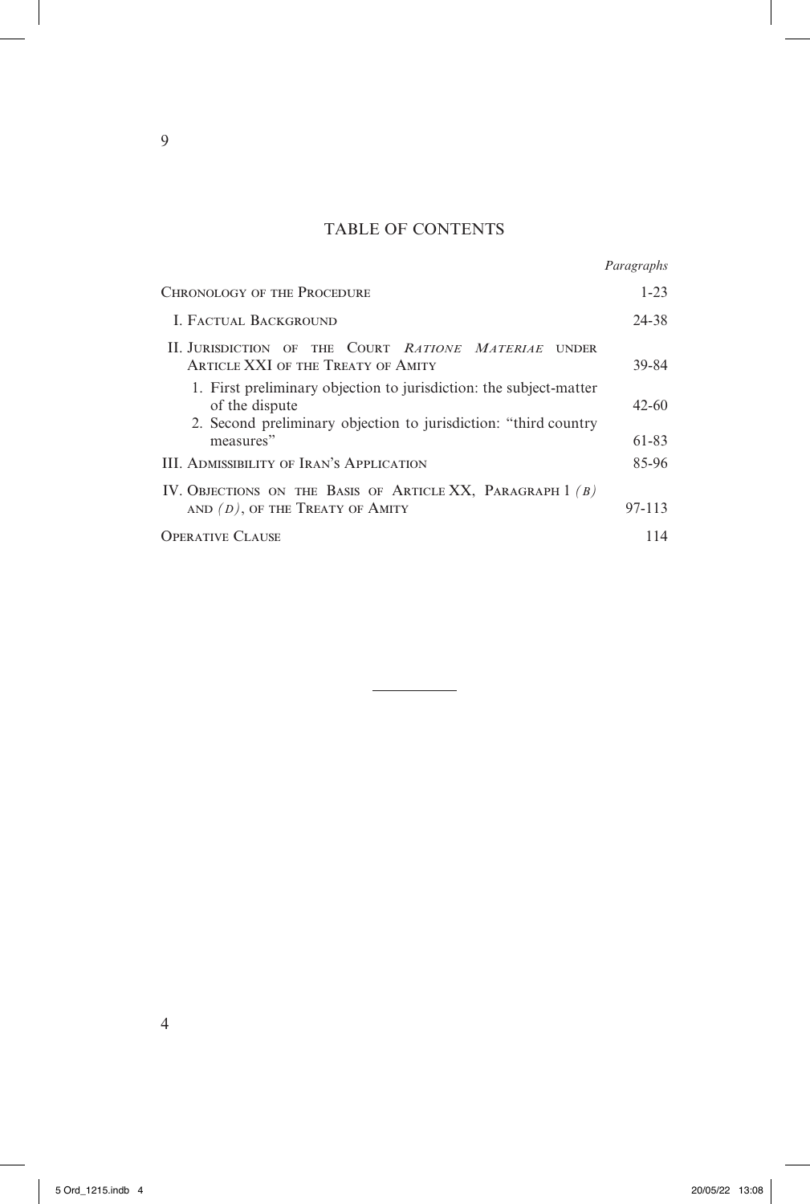## TABLE OF CONTENTS

| | *Paragraphs* |
|---|---|
| Chronology of the Procedure | 1-23 |
| I. Factual Background | 24-38 |
| II. Jurisdiction of the Court *Ratione Materiae* under Article XXI of the Treaty of Amity | 39-84 |
| 1. First preliminary objection to jurisdiction: the subject-matter of the dispute | 42-60 |
| 2. Second preliminary objection to jurisdiction: "third country measures" | 61-83 |
| III. Admissibility of Iran's Application | 85-96 |
| IV. Objections on the Basis of Article XX, Paragraph 1 *(b)* and *(d)*, of the Treaty of Amity | 97-113 |
| Operative Clause | 114 |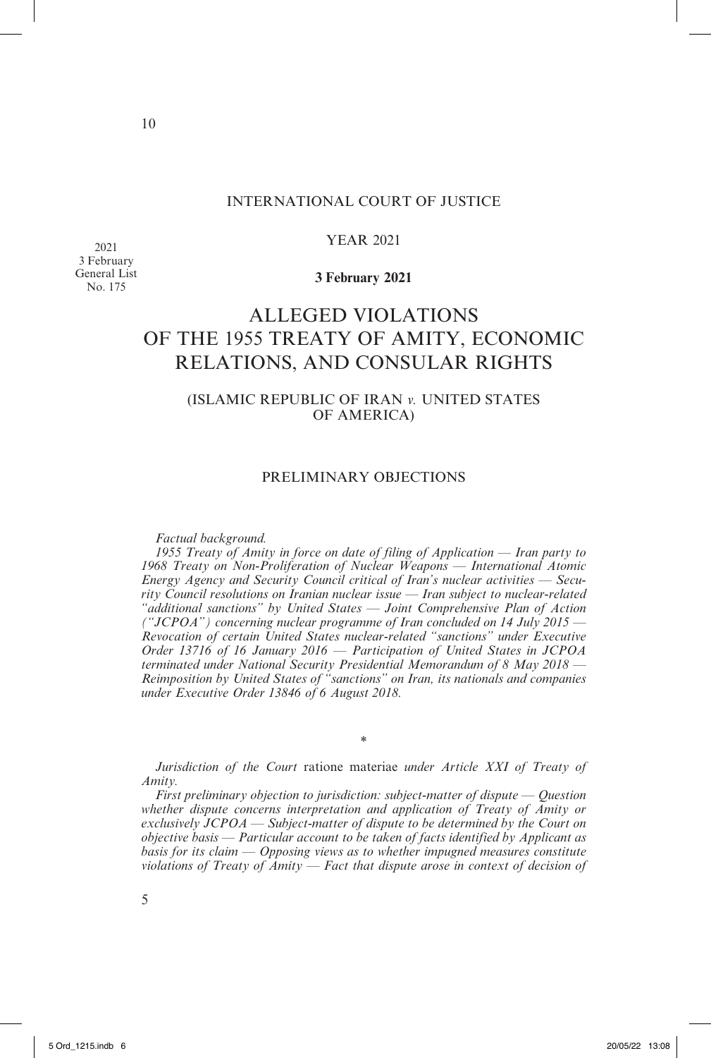INTERNATIONAL COURT OF JUSTICE

YEAR 2021

2021
3 February
General List
No. 175

**3 February 2021**

# ALLEGED VIOLATIONS OF THE 1955 TREATY OF AMITY, ECONOMIC RELATIONS, AND CONSULAR RIGHTS

## (ISLAMIC REPUBLIC OF IRAN *v.* UNITED STATES OF AMERICA)

## PRELIMINARY OBJECTIONS

*Factual background.*

*1955 Treaty of Amity in force on date of filing of Application — Iran party to 1968 Treaty on Non-Proliferation of Nuclear Weapons — International Atomic Energy Agency and Security Council critical of Iran's nuclear activities — Security Council resolutions on Iranian nuclear issue — Iran subject to nuclear-related "additional sanctions" by United States — Joint Comprehensive Plan of Action ("JCPOA") concerning nuclear programme of Iran concluded on 14 July 2015 — Revocation of certain United States nuclear-related "sanctions" under Executive Order 13716 of 16 January 2016 — Participation of United States in JCPOA terminated under National Security Presidential Memorandum of 8 May 2018 — Reimposition by United States of "sanctions" on Iran, its nationals and companies under Executive Order 13846 of 6 August 2018.*

*

*Jurisdiction of the Court* ratione materiae *under Article XXI of Treaty of Amity.*

*First preliminary objection to jurisdiction: subject-matter of dispute — Question whether dispute concerns interpretation and application of Treaty of Amity or exclusively JCPOA — Subject-matter of dispute to be determined by the Court on objective basis — Particular account to be taken of facts identified by Applicant as basis for its claim — Opposing views as to whether impugned measures constitute violations of Treaty of Amity — Fact that dispute arose in context of decision of*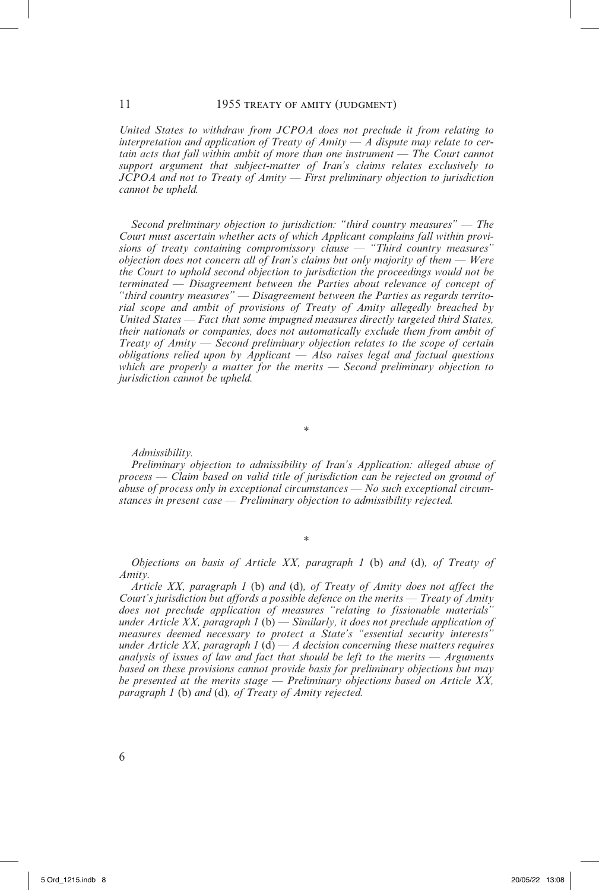*United States to withdraw from JCPOA does not preclude it from relating to interpretation and application of Treaty of Amity — A dispute may relate to certain acts that fall within ambit of more than one instrument — The Court cannot support argument that subject-matter of Iran's claims relates exclusively to JCPOA and not to Treaty of Amity — First preliminary objection to jurisdiction cannot be upheld.*

*Second preliminary objection to jurisdiction: "third country measures" — The Court must ascertain whether acts of which Applicant complains fall within provisions of treaty containing compromissory clause — "Third country measures" objection does not concern all of Iran's claims but only majority of them — Were the Court to uphold second objection to jurisdiction the proceedings would not be terminated — Disagreement between the Parties about relevance of concept of "third country measures" — Disagreement between the Parties as regards territorial scope and ambit of provisions of Treaty of Amity allegedly breached by United States — Fact that some impugned measures directly targeted third States, their nationals or companies, does not automatically exclude them from ambit of Treaty of Amity — Second preliminary objection relates to the scope of certain obligations relied upon by Applicant — Also raises legal and factual questions which are properly a matter for the merits — Second preliminary objection to jurisdiction cannot be upheld.*

*

*Admissibility.*

*Preliminary objection to admissibility of Iran's Application: alleged abuse of process — Claim based on valid title of jurisdiction can be rejected on ground of abuse of process only in exceptional circumstances — No such exceptional circumstances in present case — Preliminary objection to admissibility rejected.*

*

*Objections on basis of Article XX, paragraph 1* (b) *and* (d)*, of Treaty of Amity.*

*Article XX, paragraph 1* (b) *and* (d)*, of Treaty of Amity does not affect the Court's jurisdiction but affords a possible defence on the merits — Treaty of Amity does not preclude application of measures "relating to fissionable materials" under Article XX, paragraph 1* (b) *— Similarly, it does not preclude application of measures deemed necessary to protect a State's "essential security interests" under Article XX, paragraph 1* (d) *— A decision concerning these matters requires analysis of issues of law and fact that should be left to the merits — Arguments based on these provisions cannot provide basis for preliminary objections but may be presented at the merits stage — Preliminary objections based on Article XX, paragraph 1* (b) *and* (d)*, of Treaty of Amity rejected.*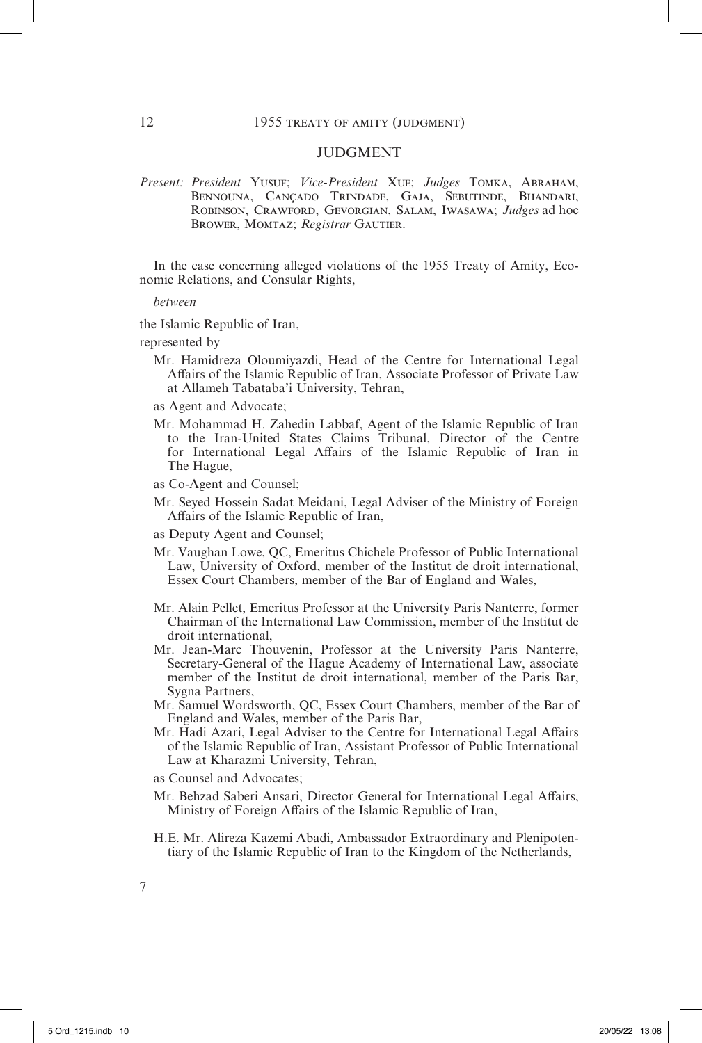# JUDGMENT

*Present: President* Yusuf; *Vice-President* Xue; *Judges* Tomka, Abraham, Bennouna, Cançado Trindade, Gaja, Sebutinde, Bhandari, Robinson, Crawford, Gevorgian, Salam, Iwasawa; *Judges* ad hoc Brower, Momtaz; *Registrar* Gautier.

In the case concerning alleged violations of the 1955 Treaty of Amity, Economic Relations, and Consular Rights,

*between*

the Islamic Republic of Iran,

represented by

Mr. Hamidreza Oloumiyazdi, Head of the Centre for International Legal Affairs of the Islamic Republic of Iran, Associate Professor of Private Law at Allameh Tabataba'i University, Tehran,

as Agent and Advocate;

Mr. Mohammad H. Zahedin Labbaf, Agent of the Islamic Republic of Iran to the Iran-United States Claims Tribunal, Director of the Centre for International Legal Affairs of the Islamic Republic of Iran in The Hague,

as Co-Agent and Counsel;

Mr. Seyed Hossein Sadat Meidani, Legal Adviser of the Ministry of Foreign Affairs of the Islamic Republic of Iran,

as Deputy Agent and Counsel;

Mr. Vaughan Lowe, QC, Emeritus Chichele Professor of Public International Law, University of Oxford, member of the Institut de droit international, Essex Court Chambers, member of the Bar of England and Wales,

Mr. Alain Pellet, Emeritus Professor at the University Paris Nanterre, former Chairman of the International Law Commission, member of the Institut de droit international,

Mr. Jean-Marc Thouvenin, Professor at the University Paris Nanterre, Secretary-General of the Hague Academy of International Law, associate member of the Institut de droit international, member of the Paris Bar, Sygna Partners,

Mr. Samuel Wordsworth, QC, Essex Court Chambers, member of the Bar of England and Wales, member of the Paris Bar,

Mr. Hadi Azari, Legal Adviser to the Centre for International Legal Affairs of the Islamic Republic of Iran, Assistant Professor of Public International Law at Kharazmi University, Tehran,

as Counsel and Advocates;

Mr. Behzad Saberi Ansari, Director General for International Legal Affairs, Ministry of Foreign Affairs of the Islamic Republic of Iran,

H.E. Mr. Alireza Kazemi Abadi, Ambassador Extraordinary and Plenipotentiary of the Islamic Republic of Iran to the Kingdom of the Netherlands,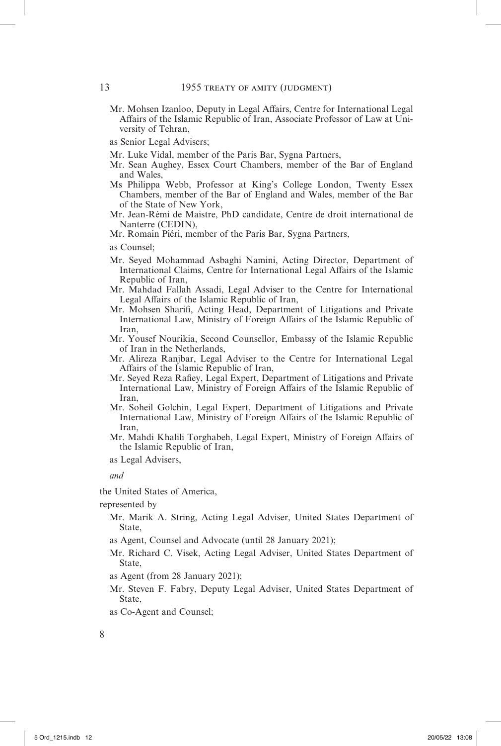Mr. Mohsen Izanloo, Deputy in Legal Affairs, Centre for International Legal Affairs of the Islamic Republic of Iran, Associate Professor of Law at University of Tehran,

as Senior Legal Advisers;

Mr. Luke Vidal, member of the Paris Bar, Sygna Partners,

Mr. Sean Aughey, Essex Court Chambers, member of the Bar of England and Wales,

Ms Philippa Webb, Professor at King's College London, Twenty Essex Chambers, member of the Bar of England and Wales, member of the Bar of the State of New York,

Mr. Jean-Rémi de Maistre, PhD candidate, Centre de droit international de Nanterre (CEDIN),

Mr. Romain Piéri, member of the Paris Bar, Sygna Partners,

as Counsel;

Mr. Seyed Mohammad Asbaghi Namini, Acting Director, Department of International Claims, Centre for International Legal Affairs of the Islamic Republic of Iran,

Mr. Mahdad Fallah Assadi, Legal Adviser to the Centre for International Legal Affairs of the Islamic Republic of Iran,

Mr. Mohsen Sharifi, Acting Head, Department of Litigations and Private International Law, Ministry of Foreign Affairs of the Islamic Republic of Iran,

Mr. Yousef Nourikia, Second Counsellor, Embassy of the Islamic Republic of Iran in the Netherlands,

Mr. Alireza Ranjbar, Legal Adviser to the Centre for International Legal Affairs of the Islamic Republic of Iran,

Mr. Seyed Reza Rafiey, Legal Expert, Department of Litigations and Private International Law, Ministry of Foreign Affairs of the Islamic Republic of Iran,

Mr. Soheil Golchin, Legal Expert, Department of Litigations and Private International Law, Ministry of Foreign Affairs of the Islamic Republic of Iran,

Mr. Mahdi Khalili Torghabeh, Legal Expert, Ministry of Foreign Affairs of the Islamic Republic of Iran,

as Legal Advisers,

*and*

the United States of America,

represented by

Mr. Marik A. String, Acting Legal Adviser, United States Department of State,

as Agent, Counsel and Advocate (until 28 January 2021);

Mr. Richard C. Visek, Acting Legal Adviser, United States Department of State,

as Agent (from 28 January 2021);

Mr. Steven F. Fabry, Deputy Legal Adviser, United States Department of State,

as Co-Agent and Counsel;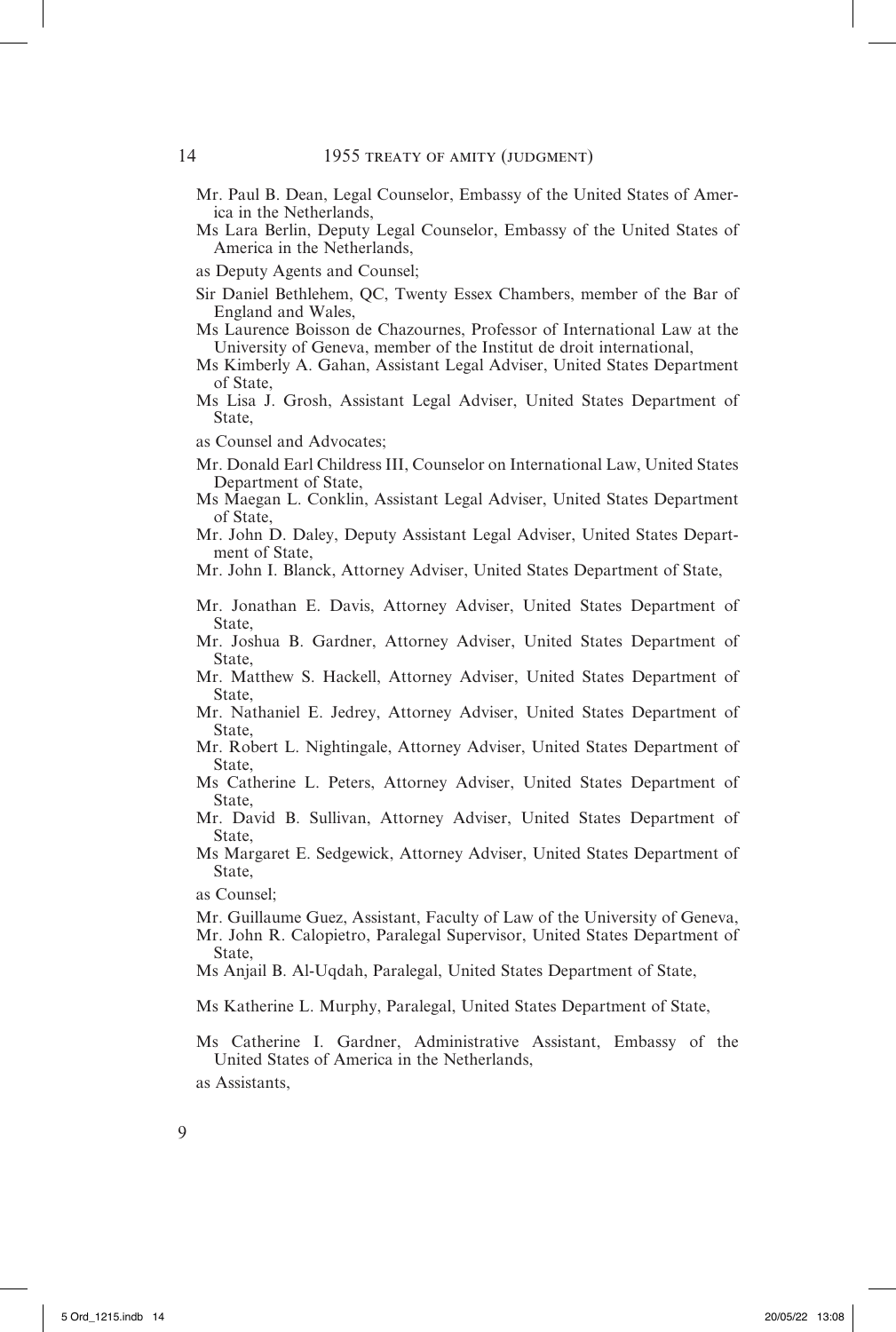Mr. Paul B. Dean, Legal Counselor, Embassy of the United States of America in the Netherlands,

Ms Lara Berlin, Deputy Legal Counselor, Embassy of the United States of America in the Netherlands,

as Deputy Agents and Counsel;

Sir Daniel Bethlehem, QC, Twenty Essex Chambers, member of the Bar of England and Wales,

Ms Laurence Boisson de Chazournes, Professor of International Law at the University of Geneva, member of the Institut de droit international,

Ms Kimberly A. Gahan, Assistant Legal Adviser, United States Department of State,

Ms Lisa J. Grosh, Assistant Legal Adviser, United States Department of State,

as Counsel and Advocates;

Mr. Donald Earl Childress III, Counselor on International Law, United States Department of State,

Ms Maegan L. Conklin, Assistant Legal Adviser, United States Department of State,

Mr. John D. Daley, Deputy Assistant Legal Adviser, United States Department of State,

Mr. John I. Blanck, Attorney Adviser, United States Department of State,

Mr. Jonathan E. Davis, Attorney Adviser, United States Department of State,

Mr. Joshua B. Gardner, Attorney Adviser, United States Department of State,

Mr. Matthew S. Hackell, Attorney Adviser, United States Department of State,

Mr. Nathaniel E. Jedrey, Attorney Adviser, United States Department of State,

Mr. Robert L. Nightingale, Attorney Adviser, United States Department of State,

Ms Catherine L. Peters, Attorney Adviser, United States Department of State,

Mr. David B. Sullivan, Attorney Adviser, United States Department of State,

Ms Margaret E. Sedgewick, Attorney Adviser, United States Department of State,

as Counsel;

Mr. Guillaume Guez, Assistant, Faculty of Law of the University of Geneva,

Mr. John R. Calopietro, Paralegal Supervisor, United States Department of State,

Ms Anjail B. Al-Uqdah, Paralegal, United States Department of State,

Ms Katherine L. Murphy, Paralegal, United States Department of State,

Ms Catherine I. Gardner, Administrative Assistant, Embassy of the United States of America in the Netherlands,

as Assistants,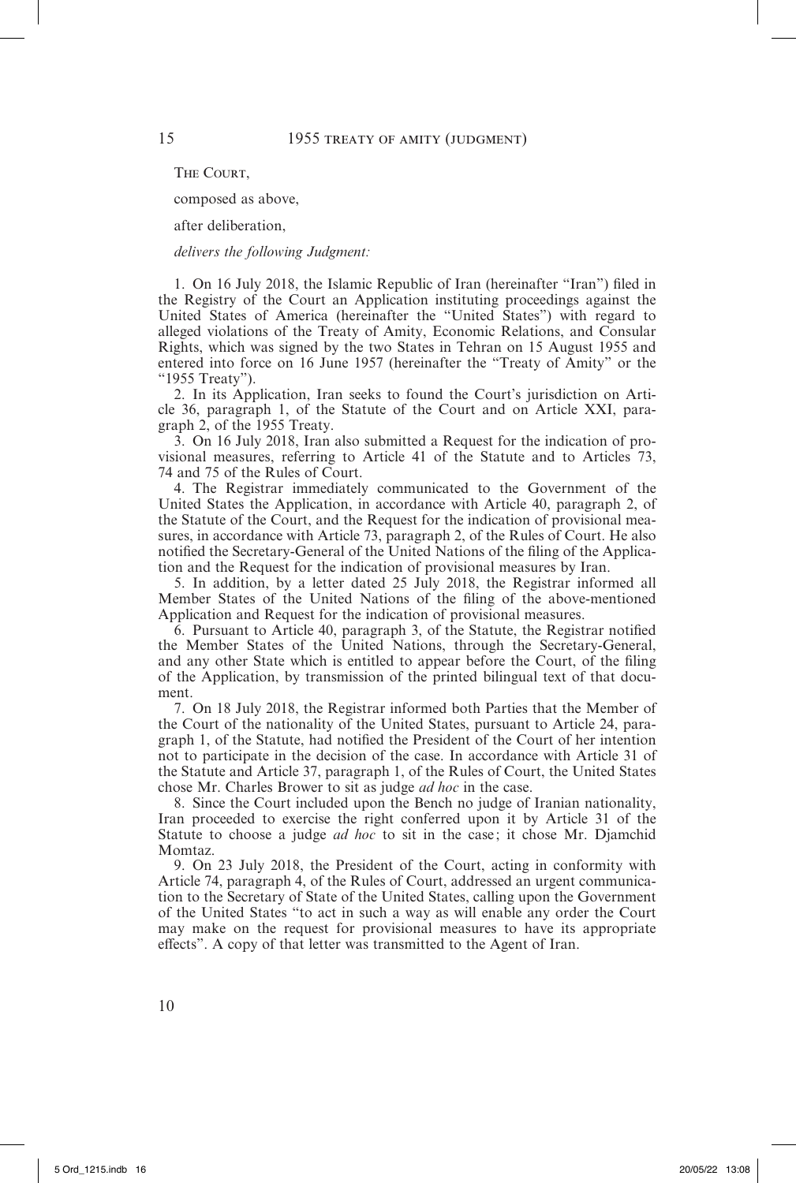The Court,

composed as above,

after deliberation,

*delivers the following Judgment:*

1. On 16 July 2018, the Islamic Republic of Iran (hereinafter "Iran") filed in the Registry of the Court an Application instituting proceedings against the United States of America (hereinafter the "United States") with regard to alleged violations of the Treaty of Amity, Economic Relations, and Consular Rights, which was signed by the two States in Tehran on 15 August 1955 and entered into force on 16 June 1957 (hereinafter the "Treaty of Amity" or the "1955 Treaty").

2. In its Application, Iran seeks to found the Court's jurisdiction on Article 36, paragraph 1, of the Statute of the Court and on Article XXI, paragraph 2, of the 1955 Treaty.

3. On 16 July 2018, Iran also submitted a Request for the indication of provisional measures, referring to Article 41 of the Statute and to Articles 73, 74 and 75 of the Rules of Court.

4. The Registrar immediately communicated to the Government of the United States the Application, in accordance with Article 40, paragraph 2, of the Statute of the Court, and the Request for the indication of provisional measures, in accordance with Article 73, paragraph 2, of the Rules of Court. He also notified the Secretary-General of the United Nations of the filing of the Application and the Request for the indication of provisional measures by Iran.

5. In addition, by a letter dated 25 July 2018, the Registrar informed all Member States of the United Nations of the filing of the above-mentioned Application and Request for the indication of provisional measures.

6. Pursuant to Article 40, paragraph 3, of the Statute, the Registrar notified the Member States of the United Nations, through the Secretary-General, and any other State which is entitled to appear before the Court, of the filing of the Application, by transmission of the printed bilingual text of that document.

7. On 18 July 2018, the Registrar informed both Parties that the Member of the Court of the nationality of the United States, pursuant to Article 24, paragraph 1, of the Statute, had notified the President of the Court of her intention not to participate in the decision of the case. In accordance with Article 31 of the Statute and Article 37, paragraph 1, of the Rules of Court, the United States chose Mr. Charles Brower to sit as judge *ad hoc* in the case.

8. Since the Court included upon the Bench no judge of Iranian nationality, Iran proceeded to exercise the right conferred upon it by Article 31 of the Statute to choose a judge *ad hoc* to sit in the case; it chose Mr. Djamchid Momtaz.

9. On 23 July 2018, the President of the Court, acting in conformity with Article 74, paragraph 4, of the Rules of Court, addressed an urgent communication to the Secretary of State of the United States, calling upon the Government of the United States "to act in such a way as will enable any order the Court may make on the request for provisional measures to have its appropriate effects". A copy of that letter was transmitted to the Agent of Iran.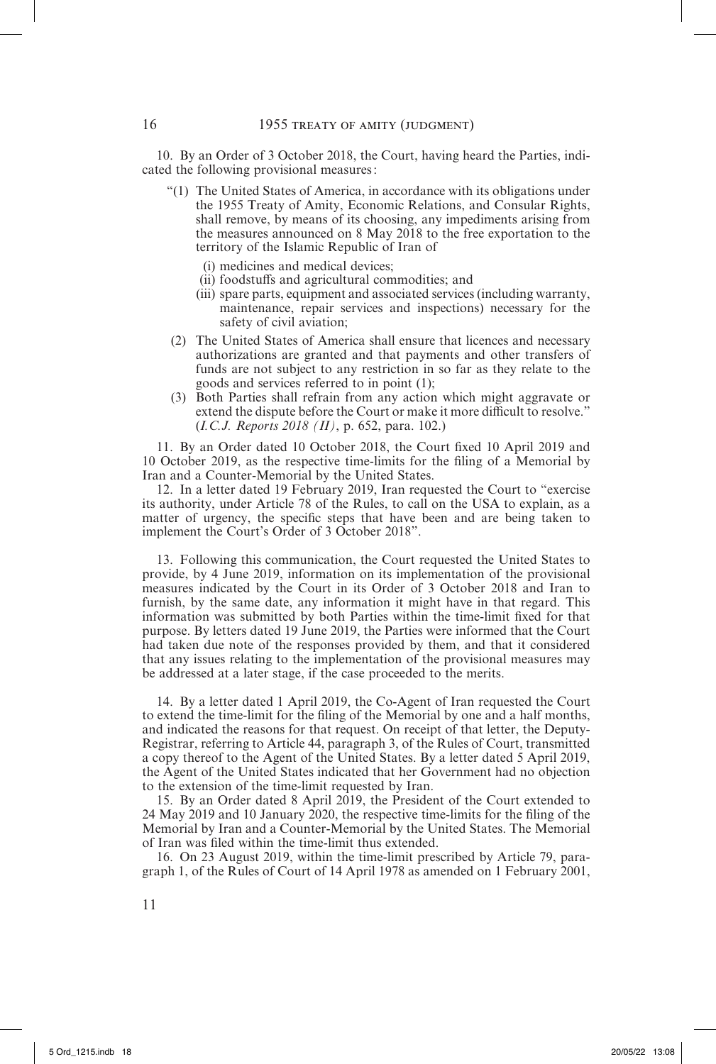10. By an Order of 3 October 2018, the Court, having heard the Parties, indicated the following provisional measures:

"(1) The United States of America, in accordance with its obligations under the 1955 Treaty of Amity, Economic Relations, and Consular Rights, shall remove, by means of its choosing, any impediments arising from the measures announced on 8 May 2018 to the free exportation to the territory of the Islamic Republic of Iran of

(i) medicines and medical devices;

(ii) foodstuffs and agricultural commodities; and

(iii) spare parts, equipment and associated services (including warranty, maintenance, repair services and inspections) necessary for the safety of civil aviation;

(2) The United States of America shall ensure that licences and necessary authorizations are granted and that payments and other transfers of funds are not subject to any restriction in so far as they relate to the goods and services referred to in point (1);

(3) Both Parties shall refrain from any action which might aggravate or extend the dispute before the Court or make it more difficult to resolve." (*I.C.J. Reports 2018 (II)*, p. 652, para. 102.)

11. By an Order dated 10 October 2018, the Court fixed 10 April 2019 and 10 October 2019, as the respective time-limits for the filing of a Memorial by Iran and a Counter-Memorial by the United States.

12. In a letter dated 19 February 2019, Iran requested the Court to "exercise its authority, under Article 78 of the Rules, to call on the USA to explain, as a matter of urgency, the specific steps that have been and are being taken to implement the Court's Order of 3 October 2018".

13. Following this communication, the Court requested the United States to provide, by 4 June 2019, information on its implementation of the provisional measures indicated by the Court in its Order of 3 October 2018 and Iran to furnish, by the same date, any information it might have in that regard. This information was submitted by both Parties within the time-limit fixed for that purpose. By letters dated 19 June 2019, the Parties were informed that the Court had taken due note of the responses provided by them, and that it considered that any issues relating to the implementation of the provisional measures may be addressed at a later stage, if the case proceeded to the merits.

14. By a letter dated 1 April 2019, the Co-Agent of Iran requested the Court to extend the time-limit for the filing of the Memorial by one and a half months, and indicated the reasons for that request. On receipt of that letter, the Deputy-Registrar, referring to Article 44, paragraph 3, of the Rules of Court, transmitted a copy thereof to the Agent of the United States. By a letter dated 5 April 2019, the Agent of the United States indicated that her Government had no objection to the extension of the time-limit requested by Iran.

15. By an Order dated 8 April 2019, the President of the Court extended to 24 May 2019 and 10 January 2020, the respective time-limits for the filing of the Memorial by Iran and a Counter-Memorial by the United States. The Memorial of Iran was filed within the time-limit thus extended.

16. On 23 August 2019, within the time-limit prescribed by Article 79, paragraph 1, of the Rules of Court of 14 April 1978 as amended on 1 February 2001,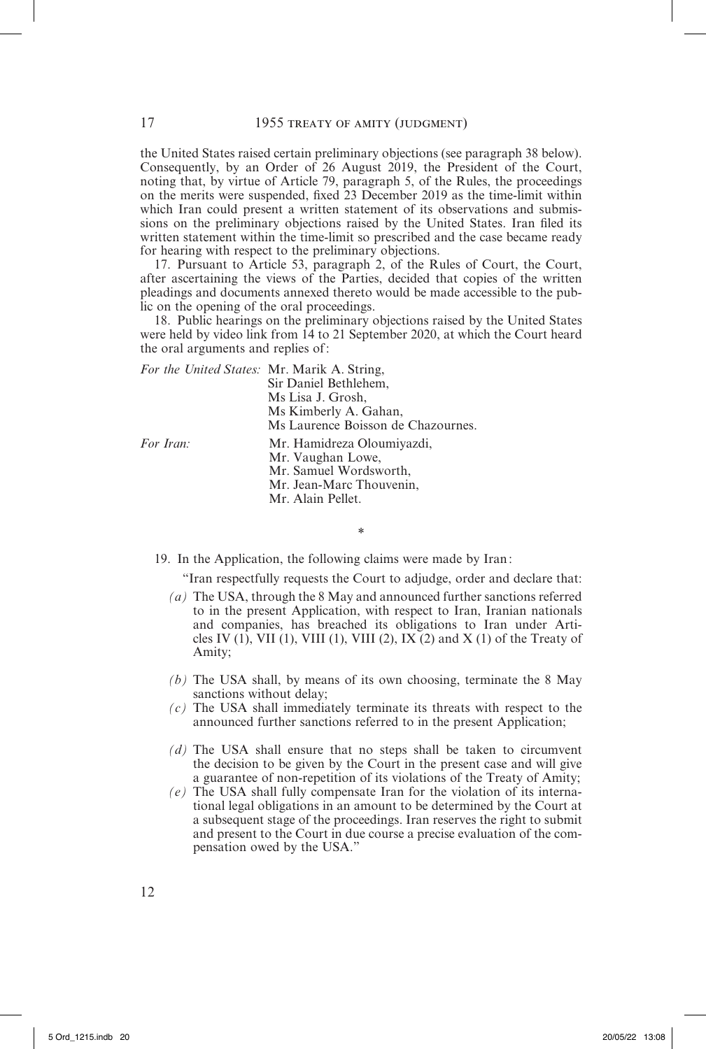the United States raised certain preliminary objections (see paragraph 38 below). Consequently, by an Order of 26 August 2019, the President of the Court, noting that, by virtue of Article 79, paragraph 5, of the Rules, the proceedings on the merits were suspended, fixed 23 December 2019 as the time-limit within which Iran could present a written statement of its observations and submissions on the preliminary objections raised by the United States. Iran filed its written statement within the time-limit so prescribed and the case became ready for hearing with respect to the preliminary objections.

17. Pursuant to Article 53, paragraph 2, of the Rules of Court, the Court, after ascertaining the views of the Parties, decided that copies of the written pleadings and documents annexed thereto would be made accessible to the public on the opening of the oral proceedings.

18. Public hearings on the preliminary objections raised by the United States were held by video link from 14 to 21 September 2020, at which the Court heard the oral arguments and replies of:

*For the United States:* Mr. Marik A. String,
Sir Daniel Bethlehem,
Ms Lisa J. Grosh,
Ms Kimberly A. Gahan,
Ms Laurence Boisson de Chazournes.

*For Iran:* Mr. Hamidreza Oloumiyazdi,
Mr. Vaughan Lowe,
Mr. Samuel Wordsworth,
Mr. Jean-Marc Thouvenin,
Mr. Alain Pellet.

*

19. In the Application, the following claims were made by Iran:

"Iran respectfully requests the Court to adjudge, order and declare that:

*(a)* The USA, through the 8 May and announced further sanctions referred to in the present Application, with respect to Iran, Iranian nationals and companies, has breached its obligations to Iran under Articles IV (1), VII (1), VIII (1), VIII (2), IX (2) and X (1) of the Treaty of Amity;

*(b)* The USA shall, by means of its own choosing, terminate the 8 May sanctions without delay;

*(c)* The USA shall immediately terminate its threats with respect to the announced further sanctions referred to in the present Application;

*(d)* The USA shall ensure that no steps shall be taken to circumvent the decision to be given by the Court in the present case and will give a guarantee of non-repetition of its violations of the Treaty of Amity;

*(e)* The USA shall fully compensate Iran for the violation of its international legal obligations in an amount to be determined by the Court at a subsequent stage of the proceedings. Iran reserves the right to submit and present to the Court in due course a precise evaluation of the compensation owed by the USA."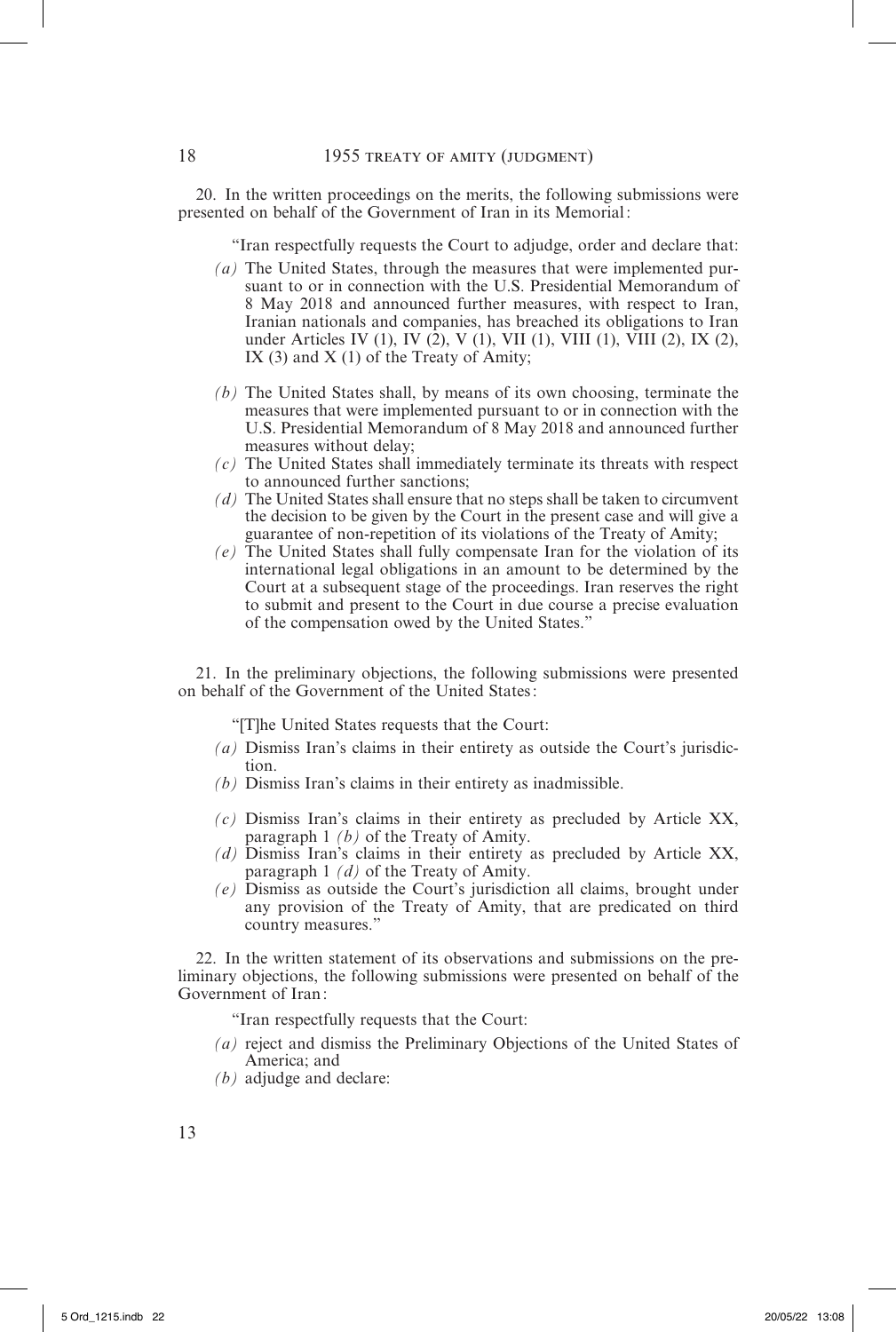20. In the written proceedings on the merits, the following submissions were presented on behalf of the Government of Iran in its Memorial :

"Iran respectfully requests the Court to adjudge, order and declare that:

*(a)* The United States, through the measures that were implemented pursuant to or in connection with the U.S. Presidential Memorandum of 8 May 2018 and announced further measures, with respect to Iran, Iranian nationals and companies, has breached its obligations to Iran under Articles IV (1), IV (2), V (1), VII (1), VIII (1), VIII (2), IX (2), IX (3) and X (1) of the Treaty of Amity;

*(b)* The United States shall, by means of its own choosing, terminate the measures that were implemented pursuant to or in connection with the U.S. Presidential Memorandum of 8 May 2018 and announced further measures without delay;

*(c)* The United States shall immediately terminate its threats with respect to announced further sanctions;

*(d)* The United States shall ensure that no steps shall be taken to circumvent the decision to be given by the Court in the present case and will give a guarantee of non-repetition of its violations of the Treaty of Amity;

*(e)* The United States shall fully compensate Iran for the violation of its international legal obligations in an amount to be determined by the Court at a subsequent stage of the proceedings. Iran reserves the right to submit and present to the Court in due course a precise evaluation of the compensation owed by the United States."

21. In the preliminary objections, the following submissions were presented on behalf of the Government of the United States :

"[T]he United States requests that the Court:

*(a)* Dismiss Iran's claims in their entirety as outside the Court's jurisdiction.

*(b)* Dismiss Iran's claims in their entirety as inadmissible.

*(c)* Dismiss Iran's claims in their entirety as precluded by Article XX, paragraph 1 *(b)* of the Treaty of Amity.

*(d)* Dismiss Iran's claims in their entirety as precluded by Article XX, paragraph 1 *(d)* of the Treaty of Amity.

*(e)* Dismiss as outside the Court's jurisdiction all claims, brought under any provision of the Treaty of Amity, that are predicated on third country measures."

22. In the written statement of its observations and submissions on the preliminary objections, the following submissions were presented on behalf of the Government of Iran :

"Iran respectfully requests that the Court:

*(a)* reject and dismiss the Preliminary Objections of the United States of America; and

*(b)* adjudge and declare: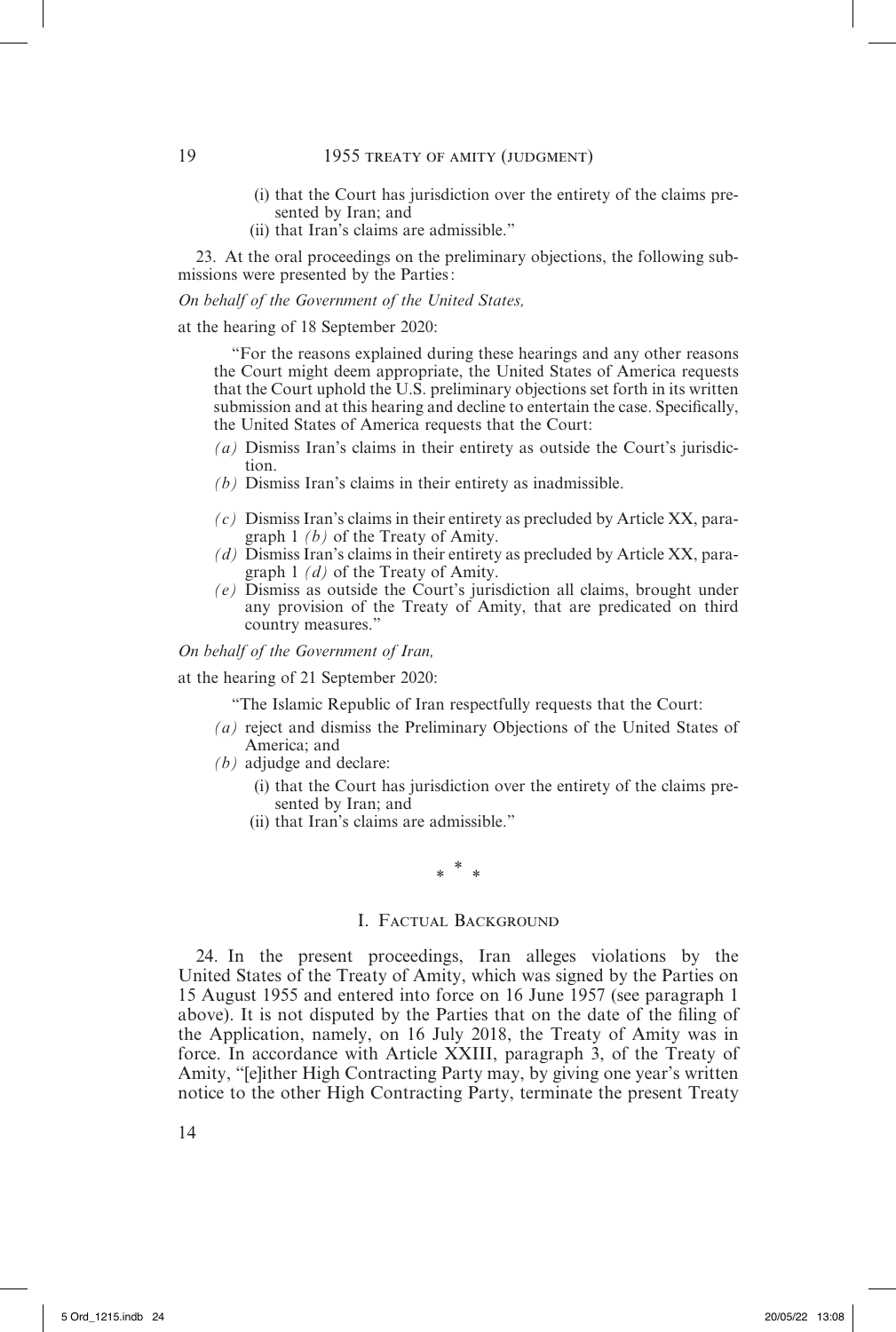(i) that the Court has jurisdiction over the entirety of the claims presented by Iran; and
(ii) that Iran's claims are admissible."

23. At the oral proceedings on the preliminary objections, the following submissions were presented by the Parties:

*On behalf of the Government of the United States,*

at the hearing of 18 September 2020:

"For the reasons explained during these hearings and any other reasons the Court might deem appropriate, the United States of America requests that the Court uphold the U.S. preliminary objections set forth in its written submission and at this hearing and decline to entertain the case. Specifically, the United States of America requests that the Court:

*(a)* Dismiss Iran's claims in their entirety as outside the Court's jurisdiction.
*(b)* Dismiss Iran's claims in their entirety as inadmissible.
*(c)* Dismiss Iran's claims in their entirety as precluded by Article XX, paragraph 1 *(b)* of the Treaty of Amity.
*(d)* Dismiss Iran's claims in their entirety as precluded by Article XX, paragraph 1 *(d)* of the Treaty of Amity.
*(e)* Dismiss as outside the Court's jurisdiction all claims, brought under any provision of the Treaty of Amity, that are predicated on third country measures."

*On behalf of the Government of Iran,*

at the hearing of 21 September 2020:

"The Islamic Republic of Iran respectfully requests that the Court:

*(a)* reject and dismiss the Preliminary Objections of the United States of America; and
*(b)* adjudge and declare:
   (i) that the Court has jurisdiction over the entirety of the claims presented by Iran; and
   (ii) that Iran's claims are admissible."

\* \* \*

## I. Factual Background

24. In the present proceedings, Iran alleges violations by the United States of the Treaty of Amity, which was signed by the Parties on 15 August 1955 and entered into force on 16 June 1957 (see paragraph 1 above). It is not disputed by the Parties that on the date of the filing of the Application, namely, on 16 July 2018, the Treaty of Amity was in force. In accordance with Article XXIII, paragraph 3, of the Treaty of Amity, "[e]ither High Contracting Party may, by giving one year's written notice to the other High Contracting Party, terminate the present Treaty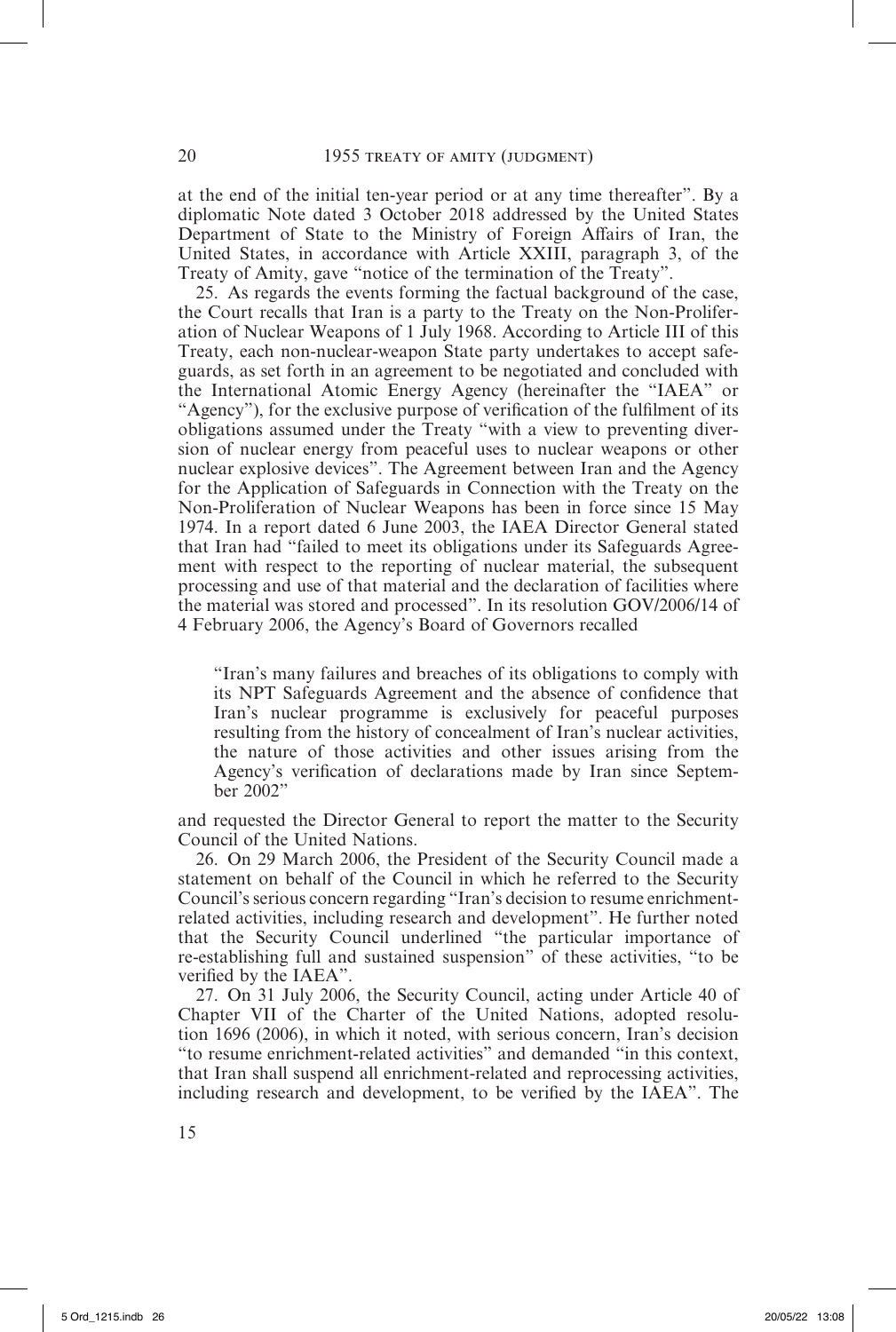at the end of the initial ten-year period or at any time thereafter". By a diplomatic Note dated 3 October 2018 addressed by the United States Department of State to the Ministry of Foreign Affairs of Iran, the United States, in accordance with Article XXIII, paragraph 3, of the Treaty of Amity, gave "notice of the termination of the Treaty".

25. As regards the events forming the factual background of the case, the Court recalls that Iran is a party to the Treaty on the Non-Proliferation of Nuclear Weapons of 1 July 1968. According to Article III of this Treaty, each non-nuclear-weapon State party undertakes to accept safeguards, as set forth in an agreement to be negotiated and concluded with the International Atomic Energy Agency (hereinafter the "IAEA" or "Agency"), for the exclusive purpose of verification of the fulfilment of its obligations assumed under the Treaty "with a view to preventing diversion of nuclear energy from peaceful uses to nuclear weapons or other nuclear explosive devices". The Agreement between Iran and the Agency for the Application of Safeguards in Connection with the Treaty on the Non-Proliferation of Nuclear Weapons has been in force since 15 May 1974. In a report dated 6 June 2003, the IAEA Director General stated that Iran had "failed to meet its obligations under its Safeguards Agreement with respect to the reporting of nuclear material, the subsequent processing and use of that material and the declaration of facilities where the material was stored and processed". In its resolution GOV/2006/14 of 4 February 2006, the Agency's Board of Governors recalled

> "Iran's many failures and breaches of its obligations to comply with its NPT Safeguards Agreement and the absence of confidence that Iran's nuclear programme is exclusively for peaceful purposes resulting from the history of concealment of Iran's nuclear activities, the nature of those activities and other issues arising from the Agency's verification of declarations made by Iran since September 2002"

and requested the Director General to report the matter to the Security Council of the United Nations.

26. On 29 March 2006, the President of the Security Council made a statement on behalf of the Council in which he referred to the Security Council's serious concern regarding "Iran's decision to resume enrichment-related activities, including research and development". He further noted that the Security Council underlined "the particular importance of re-establishing full and sustained suspension" of these activities, "to be verified by the IAEA".

27. On 31 July 2006, the Security Council, acting under Article 40 of Chapter VII of the Charter of the United Nations, adopted resolution 1696 (2006), in which it noted, with serious concern, Iran's decision "to resume enrichment-related activities" and demanded "in this context, that Iran shall suspend all enrichment-related and reprocessing activities, including research and development, to be verified by the IAEA". The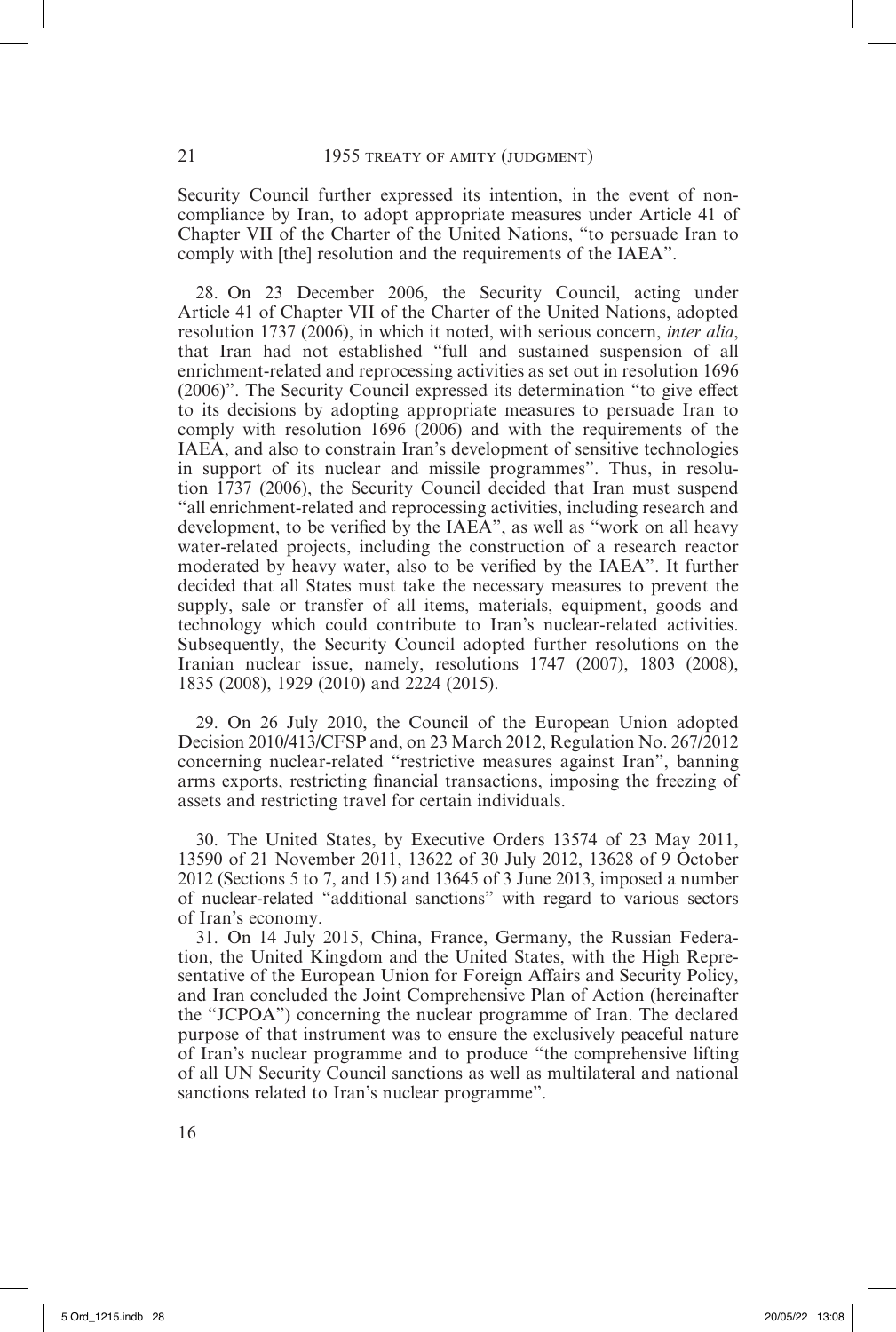Security Council further expressed its intention, in the event of non-compliance by Iran, to adopt appropriate measures under Article 41 of Chapter VII of the Charter of the United Nations, "to persuade Iran to comply with [the] resolution and the requirements of the IAEA".

28. On 23 December 2006, the Security Council, acting under Article 41 of Chapter VII of the Charter of the United Nations, adopted resolution 1737 (2006), in which it noted, with serious concern, *inter alia*, that Iran had not established "full and sustained suspension of all enrichment-related and reprocessing activities as set out in resolution 1696 (2006)". The Security Council expressed its determination "to give effect to its decisions by adopting appropriate measures to persuade Iran to comply with resolution 1696 (2006) and with the requirements of the IAEA, and also to constrain Iran's development of sensitive technologies in support of its nuclear and missile programmes". Thus, in resolution 1737 (2006), the Security Council decided that Iran must suspend "all enrichment-related and reprocessing activities, including research and development, to be verified by the IAEA", as well as "work on all heavy water-related projects, including the construction of a research reactor moderated by heavy water, also to be verified by the IAEA". It further decided that all States must take the necessary measures to prevent the supply, sale or transfer of all items, materials, equipment, goods and technology which could contribute to Iran's nuclear-related activities. Subsequently, the Security Council adopted further resolutions on the Iranian nuclear issue, namely, resolutions 1747 (2007), 1803 (2008), 1835 (2008), 1929 (2010) and 2224 (2015).

29. On 26 July 2010, the Council of the European Union adopted Decision 2010/413/CFSP and, on 23 March 2012, Regulation No. 267/2012 concerning nuclear-related "restrictive measures against Iran", banning arms exports, restricting financial transactions, imposing the freezing of assets and restricting travel for certain individuals.

30. The United States, by Executive Orders 13574 of 23 May 2011, 13590 of 21 November 2011, 13622 of 30 July 2012, 13628 of 9 October 2012 (Sections 5 to 7, and 15) and 13645 of 3 June 2013, imposed a number of nuclear-related "additional sanctions" with regard to various sectors of Iran's economy.

31. On 14 July 2015, China, France, Germany, the Russian Federation, the United Kingdom and the United States, with the High Representative of the European Union for Foreign Affairs and Security Policy, and Iran concluded the Joint Comprehensive Plan of Action (hereinafter the "JCPOA") concerning the nuclear programme of Iran. The declared purpose of that instrument was to ensure the exclusively peaceful nature of Iran's nuclear programme and to produce "the comprehensive lifting of all UN Security Council sanctions as well as multilateral and national sanctions related to Iran's nuclear programme".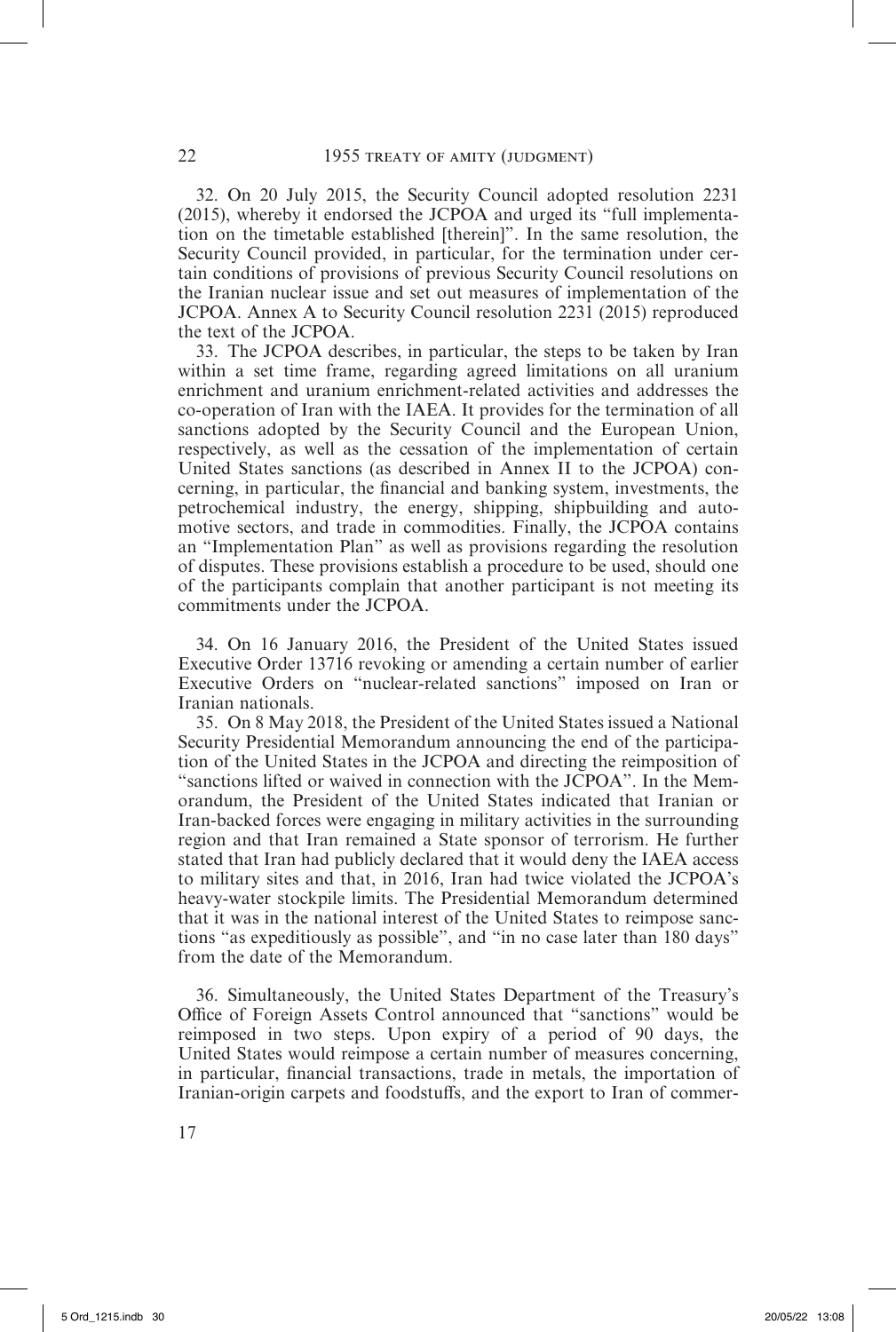32. On 20 July 2015, the Security Council adopted resolution 2231 (2015), whereby it endorsed the JCPOA and urged its "full implementation on the timetable established [therein]". In the same resolution, the Security Council provided, in particular, for the termination under certain conditions of provisions of previous Security Council resolutions on the Iranian nuclear issue and set out measures of implementation of the JCPOA. Annex A to Security Council resolution 2231 (2015) reproduced the text of the JCPOA.

33. The JCPOA describes, in particular, the steps to be taken by Iran within a set time frame, regarding agreed limitations on all uranium enrichment and uranium enrichment-related activities and addresses the co-operation of Iran with the IAEA. It provides for the termination of all sanctions adopted by the Security Council and the European Union, respectively, as well as the cessation of the implementation of certain United States sanctions (as described in Annex II to the JCPOA) concerning, in particular, the financial and banking system, investments, the petrochemical industry, the energy, shipping, shipbuilding and automotive sectors, and trade in commodities. Finally, the JCPOA contains an "Implementation Plan" as well as provisions regarding the resolution of disputes. These provisions establish a procedure to be used, should one of the participants complain that another participant is not meeting its commitments under the JCPOA.

34. On 16 January 2016, the President of the United States issued Executive Order 13716 revoking or amending a certain number of earlier Executive Orders on "nuclear-related sanctions" imposed on Iran or Iranian nationals.

35. On 8 May 2018, the President of the United States issued a National Security Presidential Memorandum announcing the end of the participation of the United States in the JCPOA and directing the reimposition of "sanctions lifted or waived in connection with the JCPOA". In the Memorandum, the President of the United States indicated that Iranian or Iran-backed forces were engaging in military activities in the surrounding region and that Iran remained a State sponsor of terrorism. He further stated that Iran had publicly declared that it would deny the IAEA access to military sites and that, in 2016, Iran had twice violated the JCPOA's heavy-water stockpile limits. The Presidential Memorandum determined that it was in the national interest of the United States to reimpose sanctions "as expeditiously as possible", and "in no case later than 180 days" from the date of the Memorandum.

36. Simultaneously, the United States Department of the Treasury's Office of Foreign Assets Control announced that "sanctions" would be reimposed in two steps. Upon expiry of a period of 90 days, the United States would reimpose a certain number of measures concerning, in particular, financial transactions, trade in metals, the importation of Iranian-origin carpets and foodstuffs, and the export to Iran of commer-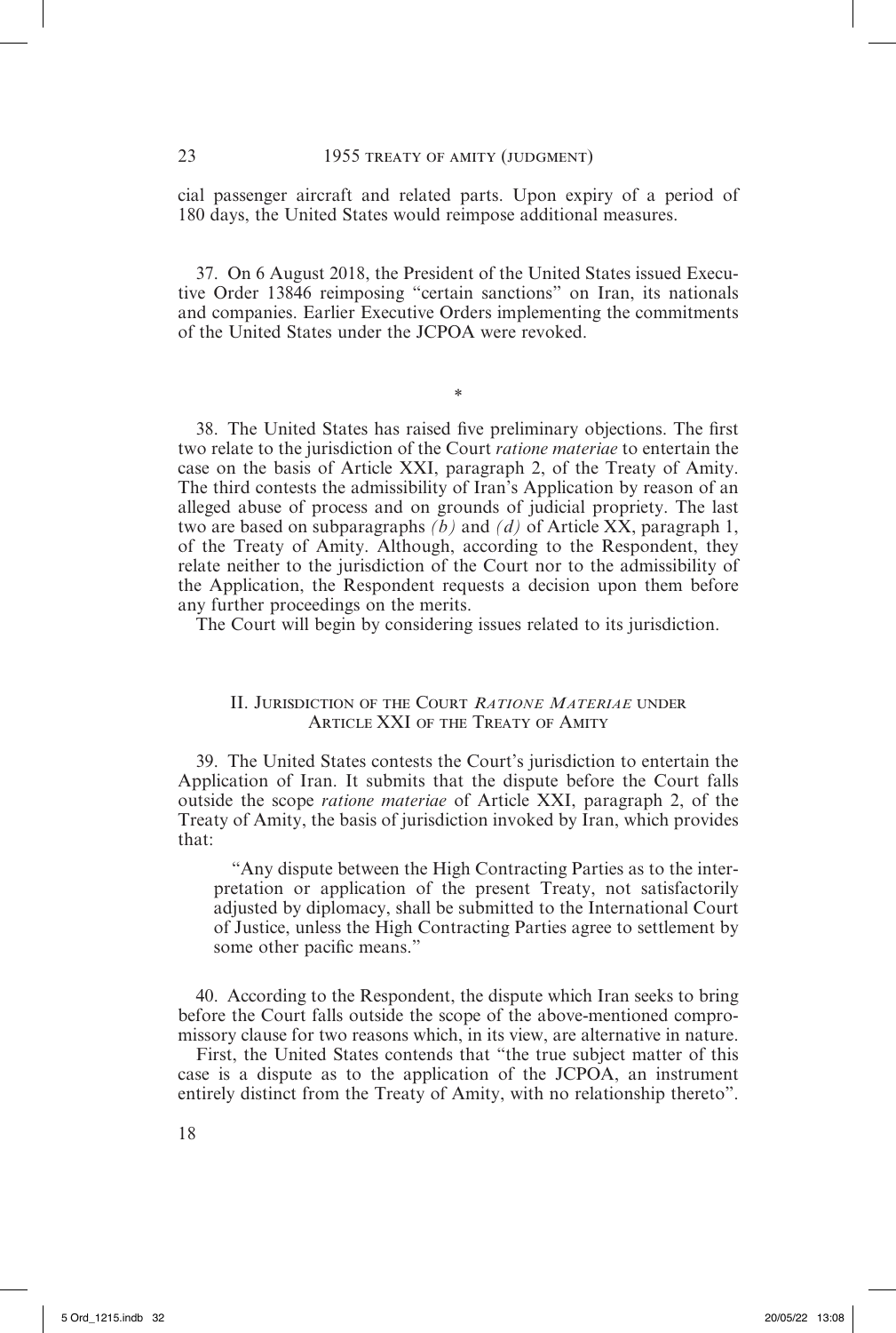cial passenger aircraft and related parts. Upon expiry of a period of 180 days, the United States would reimpose additional measures.

37. On 6 August 2018, the President of the United States issued Executive Order 13846 reimposing "certain sanctions" on Iran, its nationals and companies. Earlier Executive Orders implementing the commitments of the United States under the JCPOA were revoked.

*

38. The United States has raised five preliminary objections. The first two relate to the jurisdiction of the Court *ratione materiae* to entertain the case on the basis of Article XXI, paragraph 2, of the Treaty of Amity. The third contests the admissibility of Iran's Application by reason of an alleged abuse of process and on grounds of judicial propriety. The last two are based on subparagraphs *(b)* and *(d)* of Article XX, paragraph 1, of the Treaty of Amity. Although, according to the Respondent, they relate neither to the jurisdiction of the Court nor to the admissibility of the Application, the Respondent requests a decision upon them before any further proceedings on the merits.

The Court will begin by considering issues related to its jurisdiction.

## II. Jurisdiction of the Court *Ratione Materiae* under Article XXI of the Treaty of Amity

39. The United States contests the Court's jurisdiction to entertain the Application of Iran. It submits that the dispute before the Court falls outside the scope *ratione materiae* of Article XXI, paragraph 2, of the Treaty of Amity, the basis of jurisdiction invoked by Iran, which provides that:

> "Any dispute between the High Contracting Parties as to the interpretation or application of the present Treaty, not satisfactorily adjusted by diplomacy, shall be submitted to the International Court of Justice, unless the High Contracting Parties agree to settlement by some other pacific means."

40. According to the Respondent, the dispute which Iran seeks to bring before the Court falls outside the scope of the above-mentioned compromissory clause for two reasons which, in its view, are alternative in nature.

First, the United States contends that "the true subject matter of this case is a dispute as to the application of the JCPOA, an instrument entirely distinct from the Treaty of Amity, with no relationship thereto".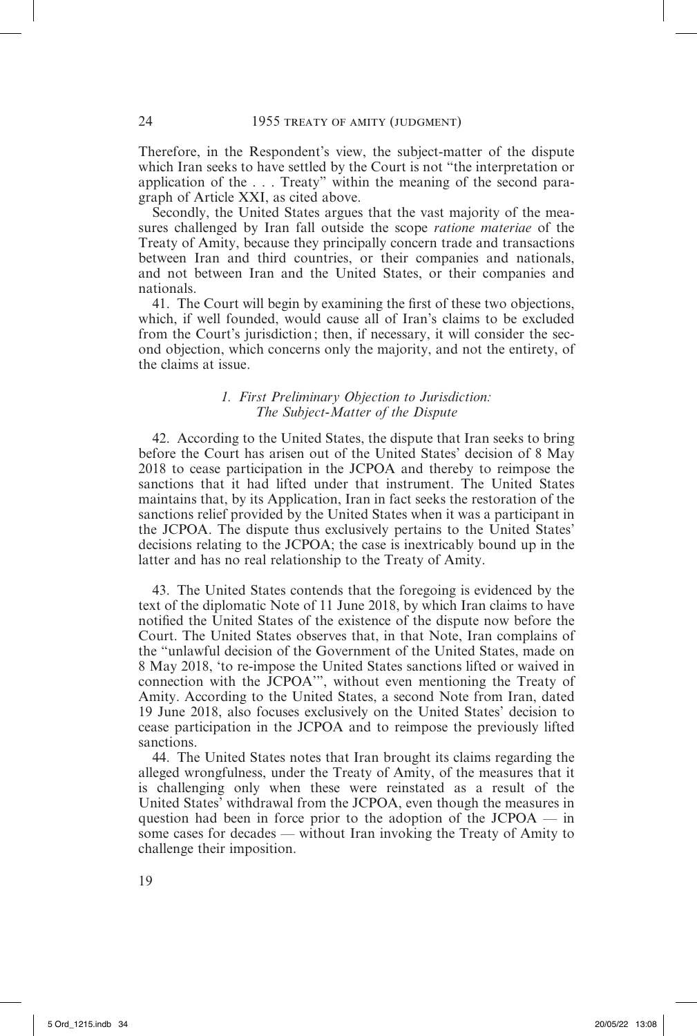Therefore, in the Respondent's view, the subject-matter of the dispute which Iran seeks to have settled by the Court is not "the interpretation or application of the . . . Treaty" within the meaning of the second paragraph of Article XXI, as cited above.

Secondly, the United States argues that the vast majority of the measures challenged by Iran fall outside the scope *ratione materiae* of the Treaty of Amity, because they principally concern trade and transactions between Iran and third countries, or their companies and nationals, and not between Iran and the United States, or their companies and nationals.

41. The Court will begin by examining the first of these two objections, which, if well founded, would cause all of Iran's claims to be excluded from the Court's jurisdiction; then, if necessary, it will consider the second objection, which concerns only the majority, and not the entirety, of the claims at issue.

### *1. First Preliminary Objection to Jurisdiction: The Subject-Matter of the Dispute*

42. According to the United States, the dispute that Iran seeks to bring before the Court has arisen out of the United States' decision of 8 May 2018 to cease participation in the JCPOA and thereby to reimpose the sanctions that it had lifted under that instrument. The United States maintains that, by its Application, Iran in fact seeks the restoration of the sanctions relief provided by the United States when it was a participant in the JCPOA. The dispute thus exclusively pertains to the United States' decisions relating to the JCPOA; the case is inextricably bound up in the latter and has no real relationship to the Treaty of Amity.

43. The United States contends that the foregoing is evidenced by the text of the diplomatic Note of 11 June 2018, by which Iran claims to have notified the United States of the existence of the dispute now before the Court. The United States observes that, in that Note, Iran complains of the "unlawful decision of the Government of the United States, made on 8 May 2018, 'to re-impose the United States sanctions lifted or waived in connection with the JCPOA'", without even mentioning the Treaty of Amity. According to the United States, a second Note from Iran, dated 19 June 2018, also focuses exclusively on the United States' decision to cease participation in the JCPOA and to reimpose the previously lifted sanctions.

44. The United States notes that Iran brought its claims regarding the alleged wrongfulness, under the Treaty of Amity, of the measures that it is challenging only when these were reinstated as a result of the United States' withdrawal from the JCPOA, even though the measures in question had been in force prior to the adoption of the JCPOA — in some cases for decades — without Iran invoking the Treaty of Amity to challenge their imposition.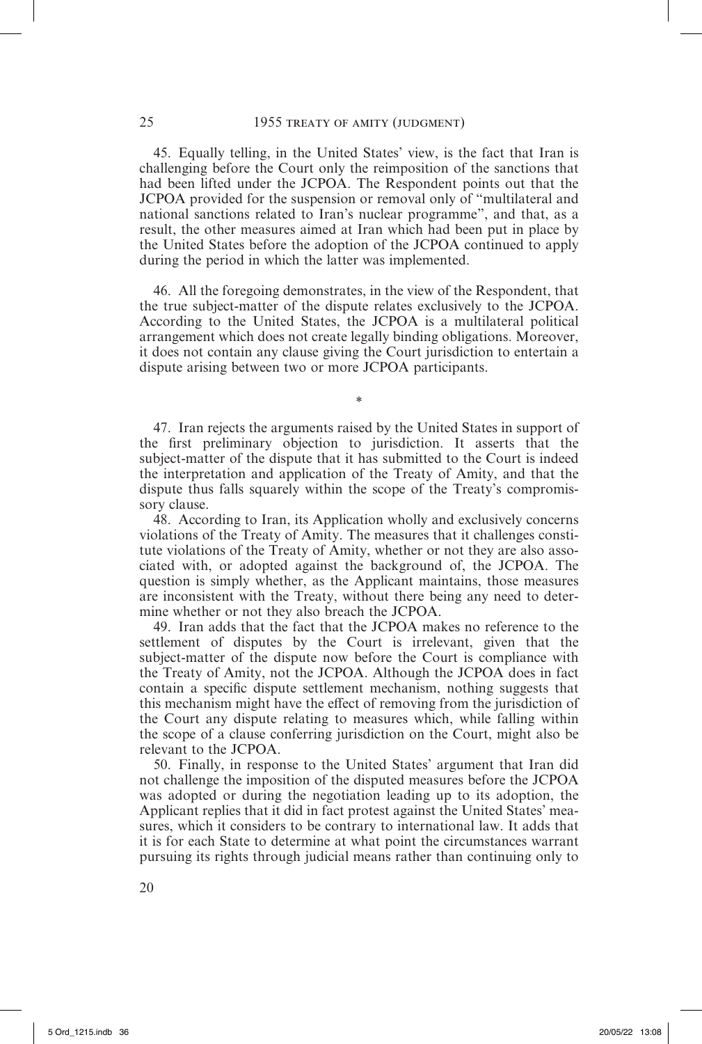45. Equally telling, in the United States' view, is the fact that Iran is challenging before the Court only the reimposition of the sanctions that had been lifted under the JCPOA. The Respondent points out that the JCPOA provided for the suspension or removal only of "multilateral and national sanctions related to Iran's nuclear programme", and that, as a result, the other measures aimed at Iran which had been put in place by the United States before the adoption of the JCPOA continued to apply during the period in which the latter was implemented.

46. All the foregoing demonstrates, in the view of the Respondent, that the true subject-matter of the dispute relates exclusively to the JCPOA. According to the United States, the JCPOA is a multilateral political arrangement which does not create legally binding obligations. Moreover, it does not contain any clause giving the Court jurisdiction to entertain a dispute arising between two or more JCPOA participants.

*

47. Iran rejects the arguments raised by the United States in support of the first preliminary objection to jurisdiction. It asserts that the subject-matter of the dispute that it has submitted to the Court is indeed the interpretation and application of the Treaty of Amity, and that the dispute thus falls squarely within the scope of the Treaty's compromissory clause.

48. According to Iran, its Application wholly and exclusively concerns violations of the Treaty of Amity. The measures that it challenges constitute violations of the Treaty of Amity, whether or not they are also associated with, or adopted against the background of, the JCPOA. The question is simply whether, as the Applicant maintains, those measures are inconsistent with the Treaty, without there being any need to determine whether or not they also breach the JCPOA.

49. Iran adds that the fact that the JCPOA makes no reference to the settlement of disputes by the Court is irrelevant, given that the subject-matter of the dispute now before the Court is compliance with the Treaty of Amity, not the JCPOA. Although the JCPOA does in fact contain a specific dispute settlement mechanism, nothing suggests that this mechanism might have the effect of removing from the jurisdiction of the Court any dispute relating to measures which, while falling within the scope of a clause conferring jurisdiction on the Court, might also be relevant to the JCPOA.

50. Finally, in response to the United States' argument that Iran did not challenge the imposition of the disputed measures before the JCPOA was adopted or during the negotiation leading up to its adoption, the Applicant replies that it did in fact protest against the United States' measures, which it considers to be contrary to international law. It adds that it is for each State to determine at what point the circumstances warrant pursuing its rights through judicial means rather than continuing only to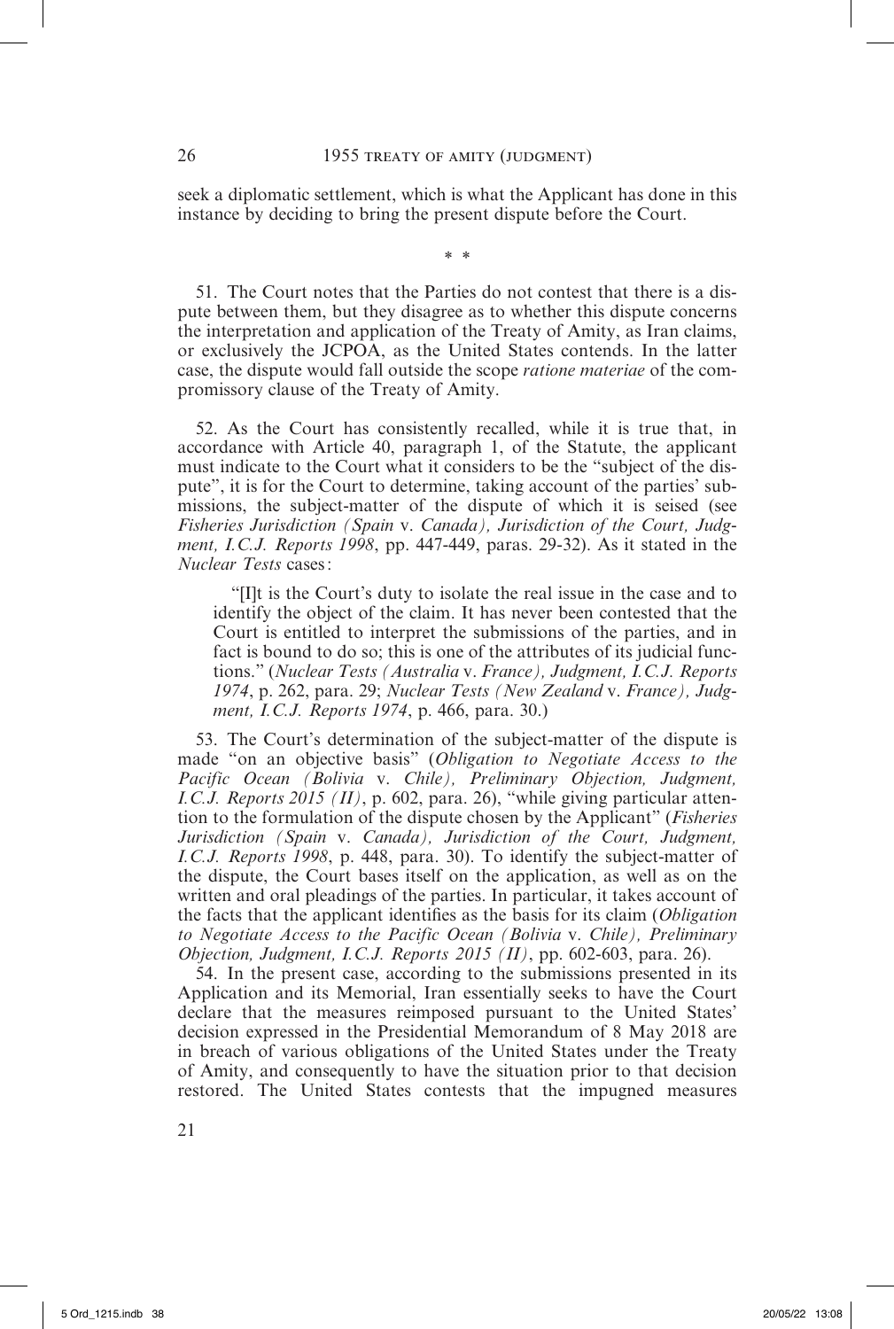seek a diplomatic settlement, which is what the Applicant has done in this instance by deciding to bring the present dispute before the Court.

\* \*

51. The Court notes that the Parties do not contest that there is a dispute between them, but they disagree as to whether this dispute concerns the interpretation and application of the Treaty of Amity, as Iran claims, or exclusively the JCPOA, as the United States contends. In the latter case, the dispute would fall outside the scope *ratione materiae* of the compromissory clause of the Treaty of Amity.

52. As the Court has consistently recalled, while it is true that, in accordance with Article 40, paragraph 1, of the Statute, the applicant must indicate to the Court what it considers to be the "subject of the dispute", it is for the Court to determine, taking account of the parties' submissions, the subject-matter of the dispute of which it is seised (see *Fisheries Jurisdiction (Spain* v. *Canada), Jurisdiction of the Court, Judgment, I.C.J. Reports 1998*, pp. 447-449, paras. 29-32). As it stated in the *Nuclear Tests* cases:

> "[I]t is the Court's duty to isolate the real issue in the case and to identify the object of the claim. It has never been contested that the Court is entitled to interpret the submissions of the parties, and in fact is bound to do so; this is one of the attributes of its judicial functions." (*Nuclear Tests (Australia* v. *France), Judgment, I.C.J. Reports 1974*, p. 262, para. 29; *Nuclear Tests (New Zealand* v. *France), Judgment, I.C.J. Reports 1974*, p. 466, para. 30.)

53. The Court's determination of the subject-matter of the dispute is made "on an objective basis" (*Obligation to Negotiate Access to the Pacific Ocean (Bolivia* v. *Chile), Preliminary Objection, Judgment, I.C.J. Reports 2015 (II)*, p. 602, para. 26), "while giving particular attention to the formulation of the dispute chosen by the Applicant" (*Fisheries Jurisdiction (Spain* v. *Canada), Jurisdiction of the Court, Judgment, I.C.J. Reports 1998*, p. 448, para. 30). To identify the subject-matter of the dispute, the Court bases itself on the application, as well as on the written and oral pleadings of the parties. In particular, it takes account of the facts that the applicant identifies as the basis for its claim (*Obligation to Negotiate Access to the Pacific Ocean (Bolivia* v. *Chile), Preliminary Objection, Judgment, I.C.J. Reports 2015 (II)*, pp. 602-603, para. 26).

54. In the present case, according to the submissions presented in its Application and its Memorial, Iran essentially seeks to have the Court declare that the measures reimposed pursuant to the United States' decision expressed in the Presidential Memorandum of 8 May 2018 are in breach of various obligations of the United States under the Treaty of Amity, and consequently to have the situation prior to that decision restored. The United States contests that the impugned measures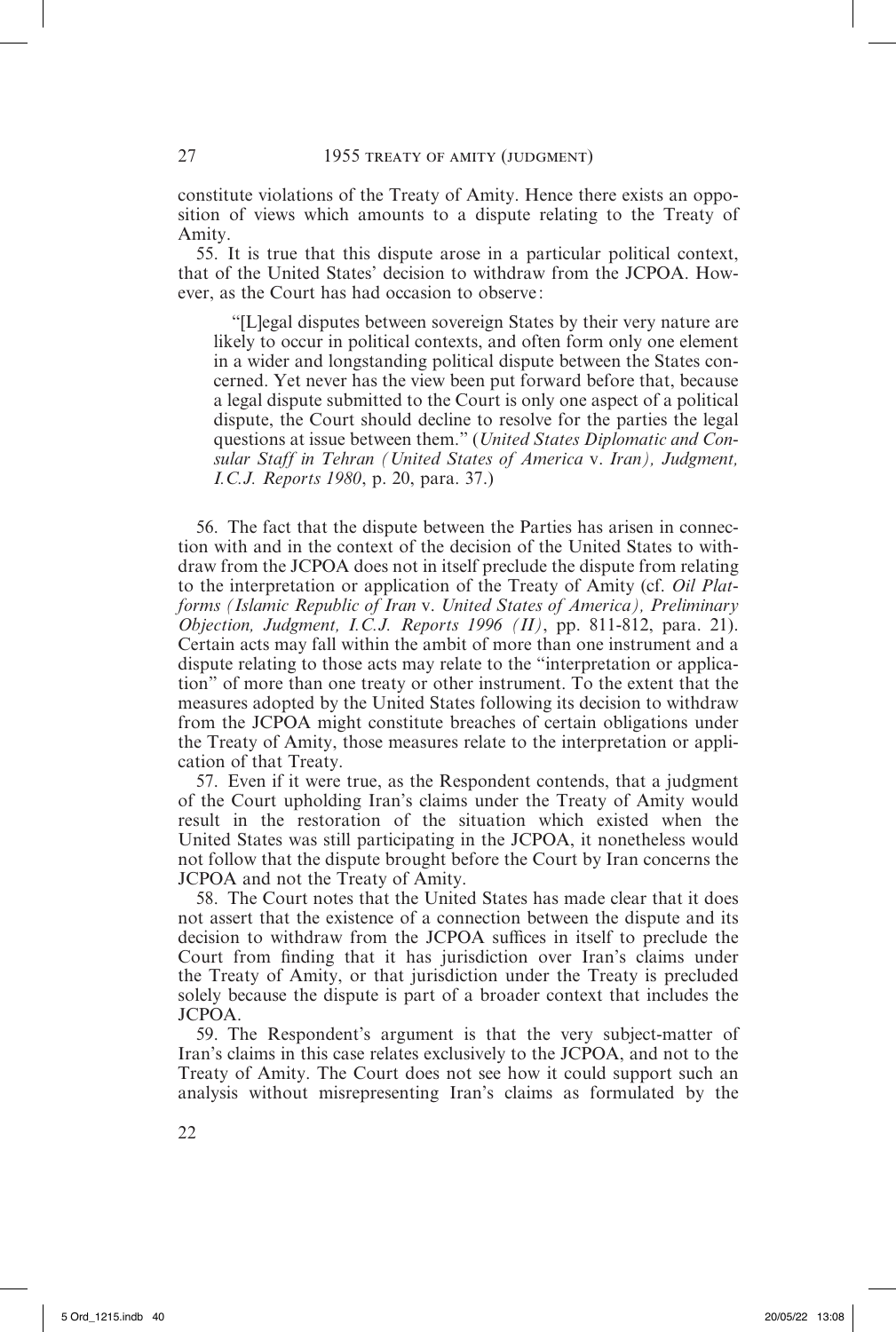constitute violations of the Treaty of Amity. Hence there exists an opposition of views which amounts to a dispute relating to the Treaty of Amity.

55. It is true that this dispute arose in a particular political context, that of the United States' decision to withdraw from the JCPOA. However, as the Court has had occasion to observe:

> "[L]egal disputes between sovereign States by their very nature are likely to occur in political contexts, and often form only one element in a wider and longstanding political dispute between the States concerned. Yet never has the view been put forward before that, because a legal dispute submitted to the Court is only one aspect of a political dispute, the Court should decline to resolve for the parties the legal questions at issue between them." (*United States Diplomatic and Consular Staff in Tehran (United States of America* v. *Iran), Judgment, I.C.J. Reports 1980*, p. 20, para. 37.)

56. The fact that the dispute between the Parties has arisen in connection with and in the context of the decision of the United States to withdraw from the JCPOA does not in itself preclude the dispute from relating to the interpretation or application of the Treaty of Amity (cf. *Oil Platforms (Islamic Republic of Iran* v. *United States of America), Preliminary Objection, Judgment, I.C.J. Reports 1996 (II)*, pp. 811-812, para. 21). Certain acts may fall within the ambit of more than one instrument and a dispute relating to those acts may relate to the "interpretation or application" of more than one treaty or other instrument. To the extent that the measures adopted by the United States following its decision to withdraw from the JCPOA might constitute breaches of certain obligations under the Treaty of Amity, those measures relate to the interpretation or application of that Treaty.

57. Even if it were true, as the Respondent contends, that a judgment of the Court upholding Iran's claims under the Treaty of Amity would result in the restoration of the situation which existed when the United States was still participating in the JCPOA, it nonetheless would not follow that the dispute brought before the Court by Iran concerns the JCPOA and not the Treaty of Amity.

58. The Court notes that the United States has made clear that it does not assert that the existence of a connection between the dispute and its decision to withdraw from the JCPOA suffices in itself to preclude the Court from finding that it has jurisdiction over Iran's claims under the Treaty of Amity, or that jurisdiction under the Treaty is precluded solely because the dispute is part of a broader context that includes the JCPOA.

59. The Respondent's argument is that the very subject-matter of Iran's claims in this case relates exclusively to the JCPOA, and not to the Treaty of Amity. The Court does not see how it could support such an analysis without misrepresenting Iran's claims as formulated by the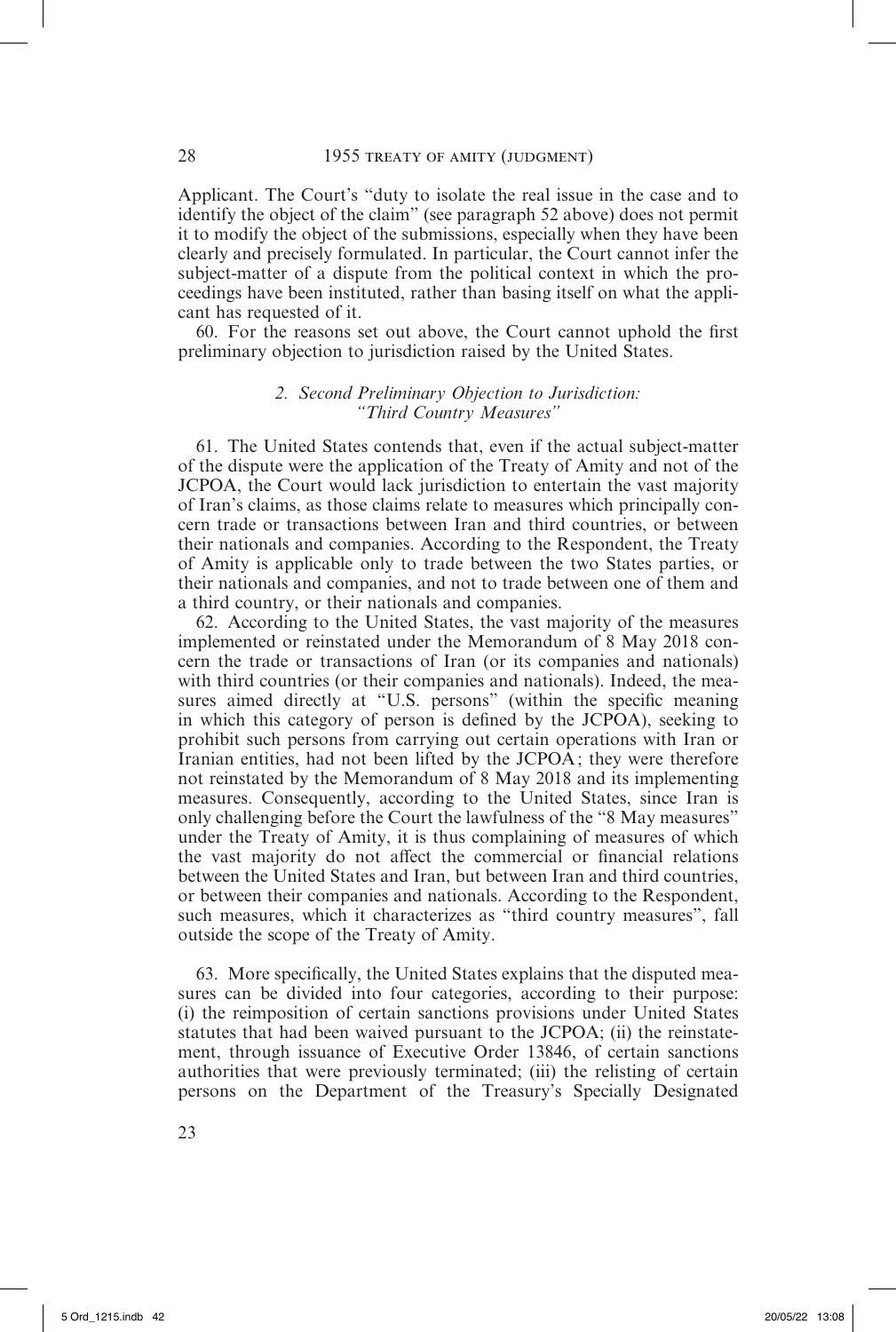Applicant. The Court's "duty to isolate the real issue in the case and to identify the object of the claim" (see paragraph 52 above) does not permit it to modify the object of the submissions, especially when they have been clearly and precisely formulated. In particular, the Court cannot infer the subject-matter of a dispute from the political context in which the proceedings have been instituted, rather than basing itself on what the applicant has requested of it.

60. For the reasons set out above, the Court cannot uphold the first preliminary objection to jurisdiction raised by the United States.

### *2. Second Preliminary Objection to Jurisdiction: "Third Country Measures"*

61. The United States contends that, even if the actual subject-matter of the dispute were the application of the Treaty of Amity and not of the JCPOA, the Court would lack jurisdiction to entertain the vast majority of Iran's claims, as those claims relate to measures which principally concern trade or transactions between Iran and third countries, or between their nationals and companies. According to the Respondent, the Treaty of Amity is applicable only to trade between the two States parties, or their nationals and companies, and not to trade between one of them and a third country, or their nationals and companies.

62. According to the United States, the vast majority of the measures implemented or reinstated under the Memorandum of 8 May 2018 concern the trade or transactions of Iran (or its companies and nationals) with third countries (or their companies and nationals). Indeed, the measures aimed directly at "U.S. persons" (within the specific meaning in which this category of person is defined by the JCPOA), seeking to prohibit such persons from carrying out certain operations with Iran or Iranian entities, had not been lifted by the JCPOA; they were therefore not reinstated by the Memorandum of 8 May 2018 and its implementing measures. Consequently, according to the United States, since Iran is only challenging before the Court the lawfulness of the "8 May measures" under the Treaty of Amity, it is thus complaining of measures of which the vast majority do not affect the commercial or financial relations between the United States and Iran, but between Iran and third countries, or between their companies and nationals. According to the Respondent, such measures, which it characterizes as "third country measures", fall outside the scope of the Treaty of Amity.

63. More specifically, the United States explains that the disputed measures can be divided into four categories, according to their purpose: (i) the reimposition of certain sanctions provisions under United States statutes that had been waived pursuant to the JCPOA; (ii) the reinstatement, through issuance of Executive Order 13846, of certain sanctions authorities that were previously terminated; (iii) the relisting of certain persons on the Department of the Treasury's Specially Designated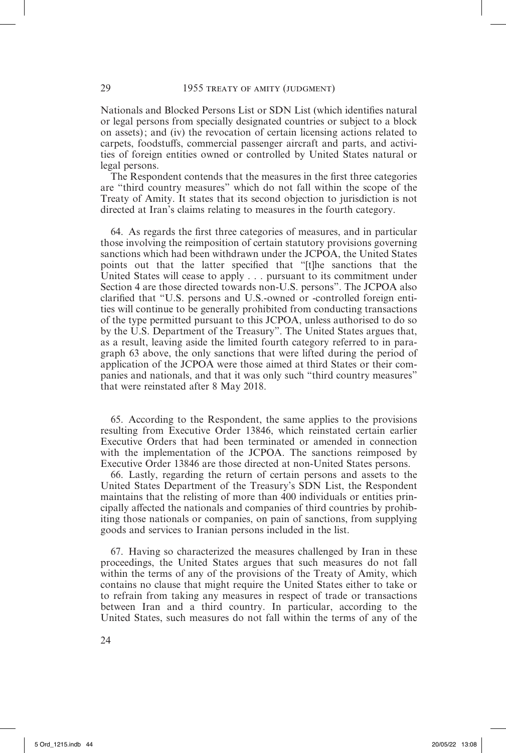Nationals and Blocked Persons List or SDN List (which identifies natural or legal persons from specially designated countries or subject to a block on assets); and (iv) the revocation of certain licensing actions related to carpets, foodstuffs, commercial passenger aircraft and parts, and activities of foreign entities owned or controlled by United States natural or legal persons.

The Respondent contends that the measures in the first three categories are "third country measures" which do not fall within the scope of the Treaty of Amity. It states that its second objection to jurisdiction is not directed at Iran's claims relating to measures in the fourth category.

64. As regards the first three categories of measures, and in particular those involving the reimposition of certain statutory provisions governing sanctions which had been withdrawn under the JCPOA, the United States points out that the latter specified that "[t]he sanctions that the United States will cease to apply . . . pursuant to its commitment under Section 4 are those directed towards non-U.S. persons". The JCPOA also clarified that "U.S. persons and U.S.-owned or -controlled foreign entities will continue to be generally prohibited from conducting transactions of the type permitted pursuant to this JCPOA, unless authorised to do so by the U.S. Department of the Treasury". The United States argues that, as a result, leaving aside the limited fourth category referred to in paragraph 63 above, the only sanctions that were lifted during the period of application of the JCPOA were those aimed at third States or their companies and nationals, and that it was only such "third country measures" that were reinstated after 8 May 2018.

65. According to the Respondent, the same applies to the provisions resulting from Executive Order 13846, which reinstated certain earlier Executive Orders that had been terminated or amended in connection with the implementation of the JCPOA. The sanctions reimposed by Executive Order 13846 are those directed at non-United States persons.

66. Lastly, regarding the return of certain persons and assets to the United States Department of the Treasury's SDN List, the Respondent maintains that the relisting of more than 400 individuals or entities principally affected the nationals and companies of third countries by prohibiting those nationals or companies, on pain of sanctions, from supplying goods and services to Iranian persons included in the list.

67. Having so characterized the measures challenged by Iran in these proceedings, the United States argues that such measures do not fall within the terms of any of the provisions of the Treaty of Amity, which contains no clause that might require the United States either to take or to refrain from taking any measures in respect of trade or transactions between Iran and a third country. In particular, according to the United States, such measures do not fall within the terms of any of the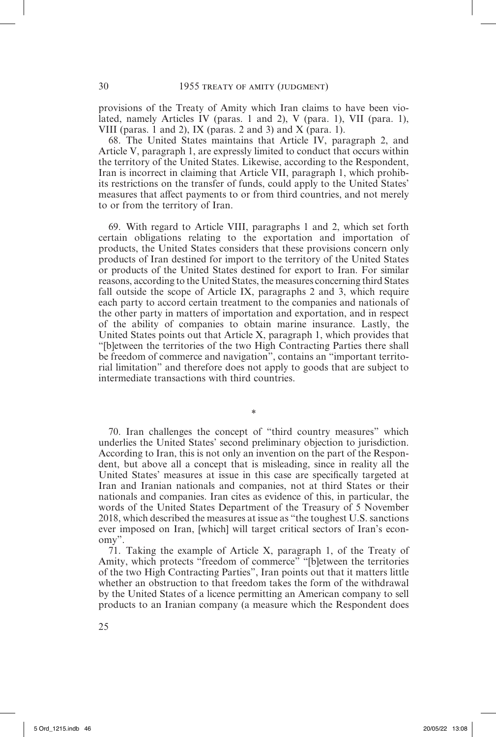provisions of the Treaty of Amity which Iran claims to have been violated, namely Articles IV (paras. 1 and 2), V (para. 1), VII (para. 1), VIII (paras. 1 and 2), IX (paras. 2 and 3) and X (para. 1).

68. The United States maintains that Article IV, paragraph 2, and Article V, paragraph 1, are expressly limited to conduct that occurs within the territory of the United States. Likewise, according to the Respondent, Iran is incorrect in claiming that Article VII, paragraph 1, which prohibits restrictions on the transfer of funds, could apply to the United States' measures that affect payments to or from third countries, and not merely to or from the territory of Iran.

69. With regard to Article VIII, paragraphs 1 and 2, which set forth certain obligations relating to the exportation and importation of products, the United States considers that these provisions concern only products of Iran destined for import to the territory of the United States or products of the United States destined for export to Iran. For similar reasons, according to the United States, the measures concerning third States fall outside the scope of Article IX, paragraphs 2 and 3, which require each party to accord certain treatment to the companies and nationals of the other party in matters of importation and exportation, and in respect of the ability of companies to obtain marine insurance. Lastly, the United States points out that Article X, paragraph 1, which provides that "[b]etween the territories of the two High Contracting Parties there shall be freedom of commerce and navigation", contains an "important territorial limitation" and therefore does not apply to goods that are subject to intermediate transactions with third countries.

*

70. Iran challenges the concept of "third country measures" which underlies the United States' second preliminary objection to jurisdiction. According to Iran, this is not only an invention on the part of the Respondent, but above all a concept that is misleading, since in reality all the United States' measures at issue in this case are specifically targeted at Iran and Iranian nationals and companies, not at third States or their nationals and companies. Iran cites as evidence of this, in particular, the words of the United States Department of the Treasury of 5 November 2018, which described the measures at issue as "the toughest U.S. sanctions ever imposed on Iran, [which] will target critical sectors of Iran's economy".

71. Taking the example of Article X, paragraph 1, of the Treaty of Amity, which protects "freedom of commerce" "[b]etween the territories of the two High Contracting Parties", Iran points out that it matters little whether an obstruction to that freedom takes the form of the withdrawal by the United States of a licence permitting an American company to sell products to an Iranian company (a measure which the Respondent does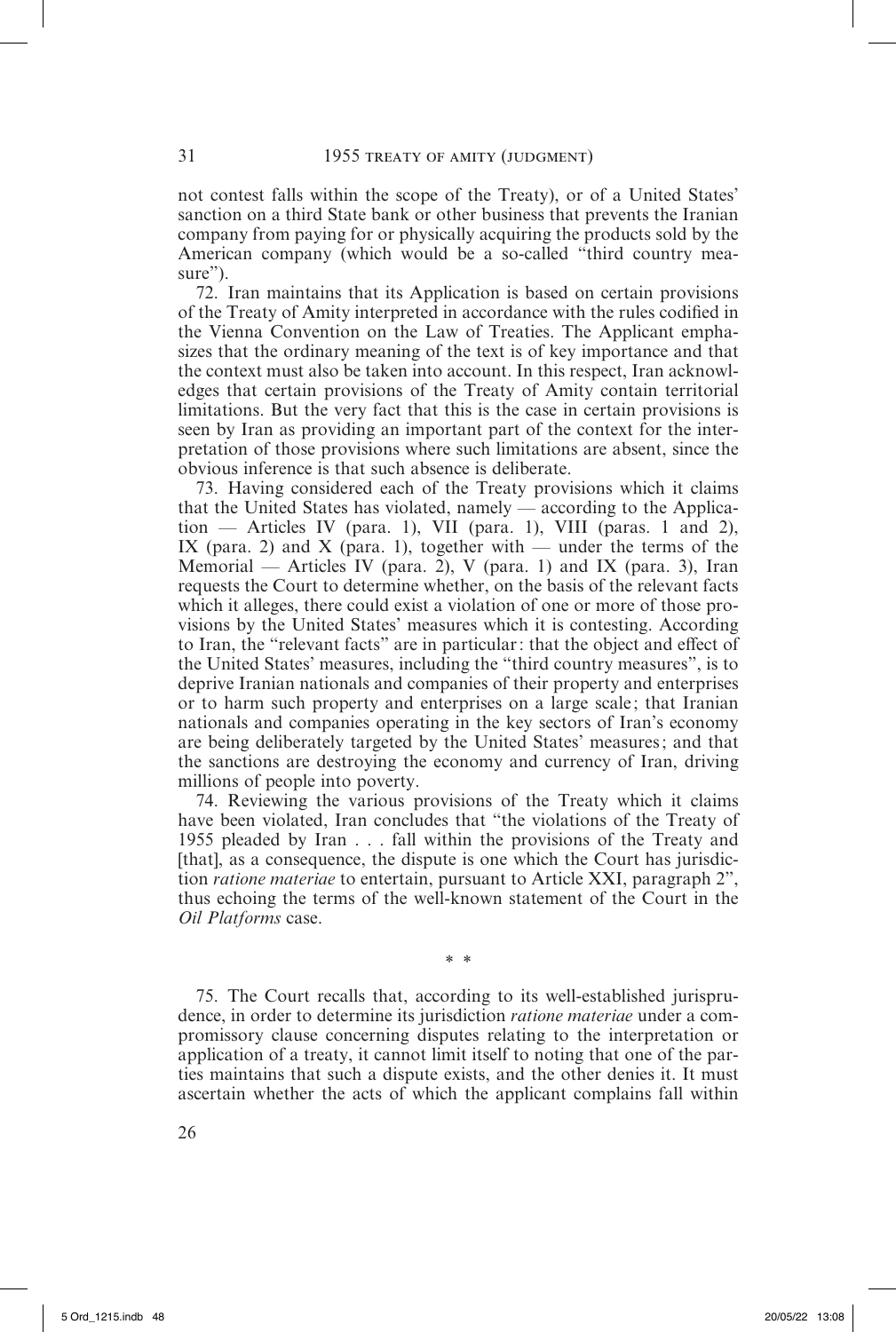not contest falls within the scope of the Treaty), or of a United States' sanction on a third State bank or other business that prevents the Iranian company from paying for or physically acquiring the products sold by the American company (which would be a so-called "third country measure").

72. Iran maintains that its Application is based on certain provisions of the Treaty of Amity interpreted in accordance with the rules codified in the Vienna Convention on the Law of Treaties. The Applicant emphasizes that the ordinary meaning of the text is of key importance and that the context must also be taken into account. In this respect, Iran acknowledges that certain provisions of the Treaty of Amity contain territorial limitations. But the very fact that this is the case in certain provisions is seen by Iran as providing an important part of the context for the interpretation of those provisions where such limitations are absent, since the obvious inference is that such absence is deliberate.

73. Having considered each of the Treaty provisions which it claims that the United States has violated, namely — according to the Application — Articles IV (para. 1), VII (para. 1), VIII (paras. 1 and 2), IX (para. 2) and X (para. 1), together with — under the terms of the Memorial — Articles IV (para. 2), V (para. 1) and IX (para. 3), Iran requests the Court to determine whether, on the basis of the relevant facts which it alleges, there could exist a violation of one or more of those provisions by the United States' measures which it is contesting. According to Iran, the "relevant facts" are in particular: that the object and effect of the United States' measures, including the "third country measures", is to deprive Iranian nationals and companies of their property and enterprises or to harm such property and enterprises on a large scale; that Iranian nationals and companies operating in the key sectors of Iran's economy are being deliberately targeted by the United States' measures; and that the sanctions are destroying the economy and currency of Iran, driving millions of people into poverty.

74. Reviewing the various provisions of the Treaty which it claims have been violated, Iran concludes that "the violations of the Treaty of 1955 pleaded by Iran . . . fall within the provisions of the Treaty and [that], as a consequence, the dispute is one which the Court has jurisdiction *ratione materiae* to entertain, pursuant to Article XXI, paragraph 2", thus echoing the terms of the well-known statement of the Court in the *Oil Platforms* case.

\* \*

75. The Court recalls that, according to its well-established jurisprudence, in order to determine its jurisdiction *ratione materiae* under a compromissory clause concerning disputes relating to the interpretation or application of a treaty, it cannot limit itself to noting that one of the parties maintains that such a dispute exists, and the other denies it. It must ascertain whether the acts of which the applicant complains fall within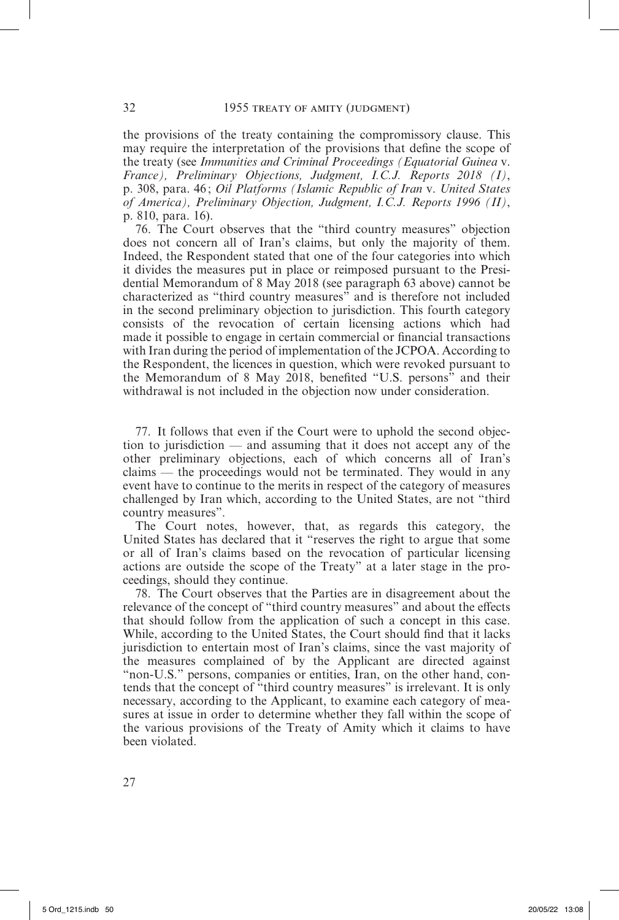the provisions of the treaty containing the compromissory clause. This may require the interpretation of the provisions that define the scope of the treaty (see *Immunities and Criminal Proceedings (Equatorial Guinea* v. *France), Preliminary Objections, Judgment, I.C.J. Reports 2018 (I)*, p. 308, para. 46; *Oil Platforms (Islamic Republic of Iran* v. *United States of America), Preliminary Objection, Judgment, I.C.J. Reports 1996 (II)*, p. 810, para. 16).

76. The Court observes that the "third country measures" objection does not concern all of Iran's claims, but only the majority of them. Indeed, the Respondent stated that one of the four categories into which it divides the measures put in place or reimposed pursuant to the Presidential Memorandum of 8 May 2018 (see paragraph 63 above) cannot be characterized as "third country measures" and is therefore not included in the second preliminary objection to jurisdiction. This fourth category consists of the revocation of certain licensing actions which had made it possible to engage in certain commercial or financial transactions with Iran during the period of implementation of the JCPOA. According to the Respondent, the licences in question, which were revoked pursuant to the Memorandum of 8 May 2018, benefited "U.S. persons" and their withdrawal is not included in the objection now under consideration.

77. It follows that even if the Court were to uphold the second objection to jurisdiction — and assuming that it does not accept any of the other preliminary objections, each of which concerns all of Iran's claims — the proceedings would not be terminated. They would in any event have to continue to the merits in respect of the category of measures challenged by Iran which, according to the United States, are not "third country measures".

The Court notes, however, that, as regards this category, the United States has declared that it "reserves the right to argue that some or all of Iran's claims based on the revocation of particular licensing actions are outside the scope of the Treaty" at a later stage in the proceedings, should they continue.

78. The Court observes that the Parties are in disagreement about the relevance of the concept of "third country measures" and about the effects that should follow from the application of such a concept in this case. While, according to the United States, the Court should find that it lacks jurisdiction to entertain most of Iran's claims, since the vast majority of the measures complained of by the Applicant are directed against "non-U.S." persons, companies or entities, Iran, on the other hand, contends that the concept of "third country measures" is irrelevant. It is only necessary, according to the Applicant, to examine each category of measures at issue in order to determine whether they fall within the scope of the various provisions of the Treaty of Amity which it claims to have been violated.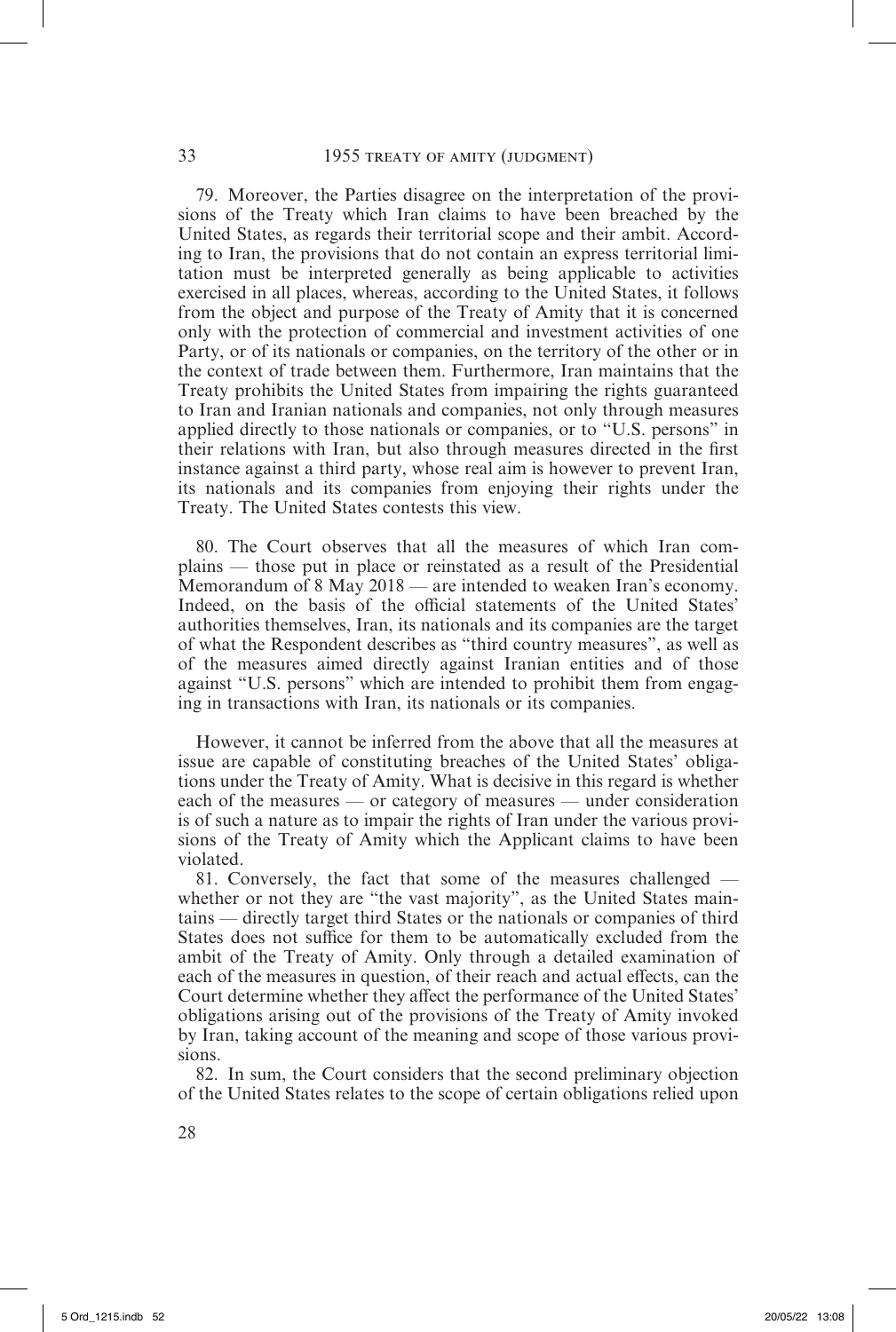79. Moreover, the Parties disagree on the interpretation of the provisions of the Treaty which Iran claims to have been breached by the United States, as regards their territorial scope and their ambit. According to Iran, the provisions that do not contain an express territorial limitation must be interpreted generally as being applicable to activities exercised in all places, whereas, according to the United States, it follows from the object and purpose of the Treaty of Amity that it is concerned only with the protection of commercial and investment activities of one Party, or of its nationals or companies, on the territory of the other or in the context of trade between them. Furthermore, Iran maintains that the Treaty prohibits the United States from impairing the rights guaranteed to Iran and Iranian nationals and companies, not only through measures applied directly to those nationals or companies, or to "U.S. persons" in their relations with Iran, but also through measures directed in the first instance against a third party, whose real aim is however to prevent Iran, its nationals and its companies from enjoying their rights under the Treaty. The United States contests this view.

80. The Court observes that all the measures of which Iran complains — those put in place or reinstated as a result of the Presidential Memorandum of 8 May 2018 — are intended to weaken Iran's economy. Indeed, on the basis of the official statements of the United States' authorities themselves, Iran, its nationals and its companies are the target of what the Respondent describes as "third country measures", as well as of the measures aimed directly against Iranian entities and of those against "U.S. persons" which are intended to prohibit them from engaging in transactions with Iran, its nationals or its companies.

However, it cannot be inferred from the above that all the measures at issue are capable of constituting breaches of the United States' obligations under the Treaty of Amity. What is decisive in this regard is whether each of the measures — or category of measures — under consideration is of such a nature as to impair the rights of Iran under the various provisions of the Treaty of Amity which the Applicant claims to have been violated.

81. Conversely, the fact that some of the measures challenged — whether or not they are "the vast majority", as the United States maintains — directly target third States or the nationals or companies of third States does not suffice for them to be automatically excluded from the ambit of the Treaty of Amity. Only through a detailed examination of each of the measures in question, of their reach and actual effects, can the Court determine whether they affect the performance of the United States' obligations arising out of the provisions of the Treaty of Amity invoked by Iran, taking account of the meaning and scope of those various provisions.

82. In sum, the Court considers that the second preliminary objection of the United States relates to the scope of certain obligations relied upon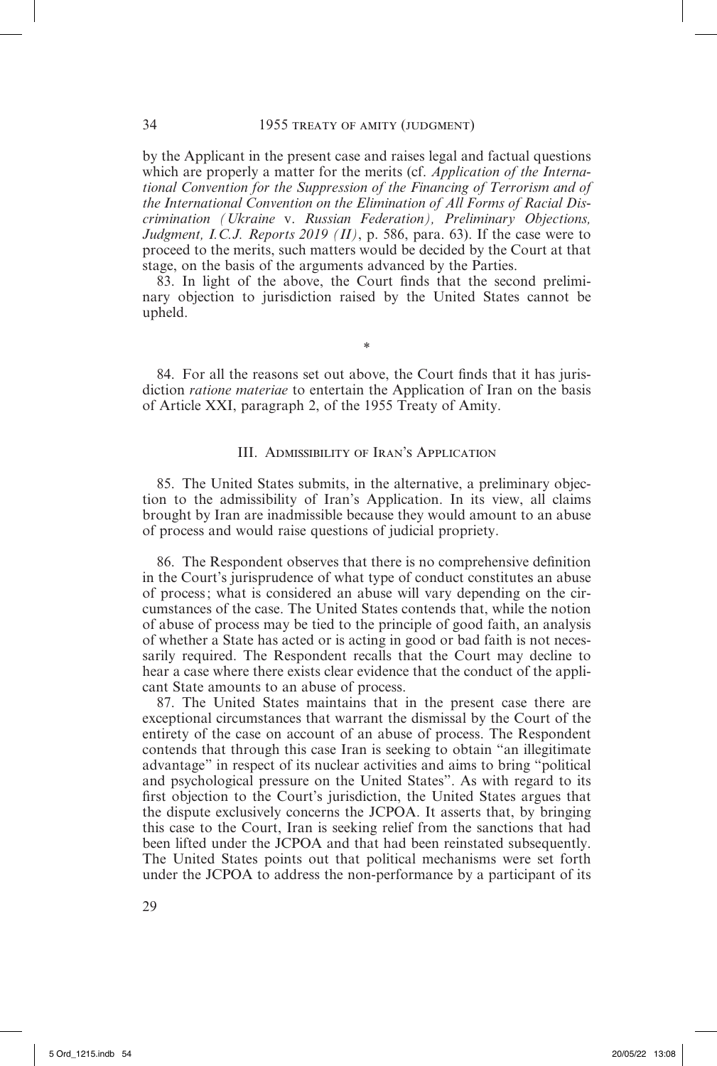by the Applicant in the present case and raises legal and factual questions which are properly a matter for the merits (cf. *Application of the International Convention for the Suppression of the Financing of Terrorism and of the International Convention on the Elimination of All Forms of Racial Discrimination (Ukraine* v. *Russian Federation), Preliminary Objections, Judgment, I.C.J. Reports 2019 (II)*, p. 586, para. 63). If the case were to proceed to the merits, such matters would be decided by the Court at that stage, on the basis of the arguments advanced by the Parties.

83. In light of the above, the Court finds that the second preliminary objection to jurisdiction raised by the United States cannot be upheld.

\*

84. For all the reasons set out above, the Court finds that it has jurisdiction *ratione materiae* to entertain the Application of Iran on the basis of Article XXI, paragraph 2, of the 1955 Treaty of Amity.

## III. Admissibility of Iran's Application

85. The United States submits, in the alternative, a preliminary objection to the admissibility of Iran's Application. In its view, all claims brought by Iran are inadmissible because they would amount to an abuse of process and would raise questions of judicial propriety.

86. The Respondent observes that there is no comprehensive definition in the Court's jurisprudence of what type of conduct constitutes an abuse of process; what is considered an abuse will vary depending on the circumstances of the case. The United States contends that, while the notion of abuse of process may be tied to the principle of good faith, an analysis of whether a State has acted or is acting in good or bad faith is not necessarily required. The Respondent recalls that the Court may decline to hear a case where there exists clear evidence that the conduct of the applicant State amounts to an abuse of process.

87. The United States maintains that in the present case there are exceptional circumstances that warrant the dismissal by the Court of the entirety of the case on account of an abuse of process. The Respondent contends that through this case Iran is seeking to obtain "an illegitimate advantage" in respect of its nuclear activities and aims to bring "political and psychological pressure on the United States". As with regard to its first objection to the Court's jurisdiction, the United States argues that the dispute exclusively concerns the JCPOA. It asserts that, by bringing this case to the Court, Iran is seeking relief from the sanctions that had been lifted under the JCPOA and that had been reinstated subsequently. The United States points out that political mechanisms were set forth under the JCPOA to address the non-performance by a participant of its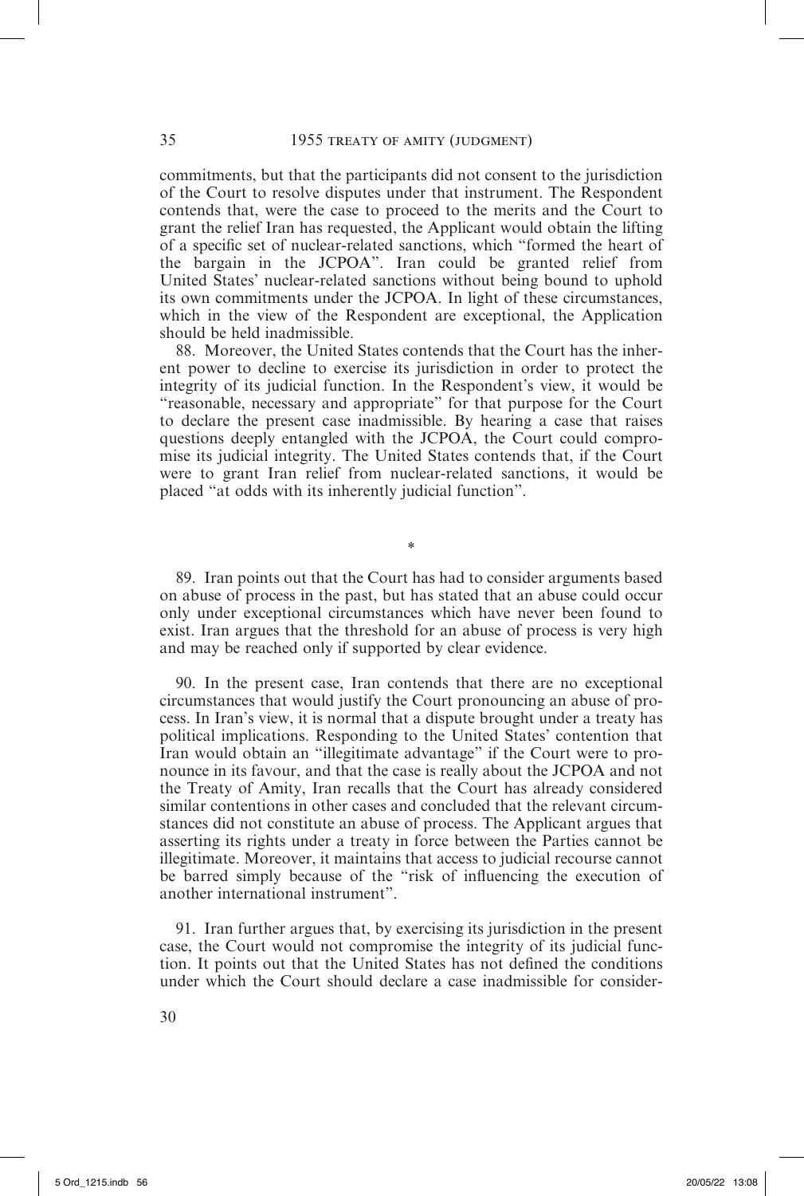commitments, but that the participants did not consent to the jurisdiction of the Court to resolve disputes under that instrument. The Respondent contends that, were the case to proceed to the merits and the Court to grant the relief Iran has requested, the Applicant would obtain the lifting of a specific set of nuclear-related sanctions, which "formed the heart of the bargain in the JCPOA". Iran could be granted relief from United States' nuclear-related sanctions without being bound to uphold its own commitments under the JCPOA. In light of these circumstances, which in the view of the Respondent are exceptional, the Application should be held inadmissible.

88. Moreover, the United States contends that the Court has the inherent power to decline to exercise its jurisdiction in order to protect the integrity of its judicial function. In the Respondent's view, it would be "reasonable, necessary and appropriate" for that purpose for the Court to declare the present case inadmissible. By hearing a case that raises questions deeply entangled with the JCPOA, the Court could compromise its judicial integrity. The United States contends that, if the Court were to grant Iran relief from nuclear-related sanctions, it would be placed "at odds with its inherently judicial function".

*

89. Iran points out that the Court has had to consider arguments based on abuse of process in the past, but has stated that an abuse could occur only under exceptional circumstances which have never been found to exist. Iran argues that the threshold for an abuse of process is very high and may be reached only if supported by clear evidence.

90. In the present case, Iran contends that there are no exceptional circumstances that would justify the Court pronouncing an abuse of process. In Iran's view, it is normal that a dispute brought under a treaty has political implications. Responding to the United States' contention that Iran would obtain an "illegitimate advantage" if the Court were to pronounce in its favour, and that the case is really about the JCPOA and not the Treaty of Amity, Iran recalls that the Court has already considered similar contentions in other cases and concluded that the relevant circumstances did not constitute an abuse of process. The Applicant argues that asserting its rights under a treaty in force between the Parties cannot be illegitimate. Moreover, it maintains that access to judicial recourse cannot be barred simply because of the "risk of influencing the execution of another international instrument".

91. Iran further argues that, by exercising its jurisdiction in the present case, the Court would not compromise the integrity of its judicial function. It points out that the United States has not defined the conditions under which the Court should declare a case inadmissible for consider-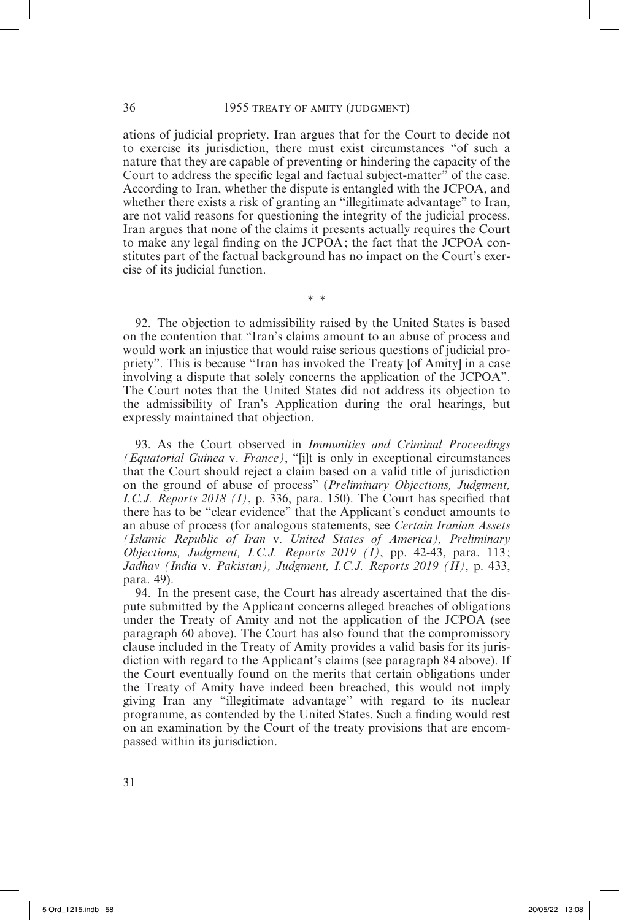ations of judicial propriety. Iran argues that for the Court to decide not to exercise its jurisdiction, there must exist circumstances "of such a nature that they are capable of preventing or hindering the capacity of the Court to address the specific legal and factual subject-matter" of the case. According to Iran, whether the dispute is entangled with the JCPOA, and whether there exists a risk of granting an "illegitimate advantage" to Iran, are not valid reasons for questioning the integrity of the judicial process. Iran argues that none of the claims it presents actually requires the Court to make any legal finding on the JCPOA; the fact that the JCPOA constitutes part of the factual background has no impact on the Court's exercise of its judicial function.

\* \*

92. The objection to admissibility raised by the United States is based on the contention that "Iran's claims amount to an abuse of process and would work an injustice that would raise serious questions of judicial propriety". This is because "Iran has invoked the Treaty [of Amity] in a case involving a dispute that solely concerns the application of the JCPOA". The Court notes that the United States did not address its objection to the admissibility of Iran's Application during the oral hearings, but expressly maintained that objection.

93. As the Court observed in *Immunities and Criminal Proceedings (Equatorial Guinea* v. *France)*, "[i]t is only in exceptional circumstances that the Court should reject a claim based on a valid title of jurisdiction on the ground of abuse of process" (*Preliminary Objections, Judgment, I.C.J. Reports 2018 (I)*, p. 336, para. 150). The Court has specified that there has to be "clear evidence" that the Applicant's conduct amounts to an abuse of process (for analogous statements, see *Certain Iranian Assets (Islamic Republic of Iran* v. *United States of America), Preliminary Objections, Judgment, I.C.J. Reports 2019 (I)*, pp. 42-43, para. 113; *Jadhav (India* v. *Pakistan), Judgment, I.C.J. Reports 2019 (II)*, p. 433, para. 49).

94. In the present case, the Court has already ascertained that the dispute submitted by the Applicant concerns alleged breaches of obligations under the Treaty of Amity and not the application of the JCPOA (see paragraph 60 above). The Court has also found that the compromissory clause included in the Treaty of Amity provides a valid basis for its jurisdiction with regard to the Applicant's claims (see paragraph 84 above). If the Court eventually found on the merits that certain obligations under the Treaty of Amity have indeed been breached, this would not imply giving Iran any "illegitimate advantage" with regard to its nuclear programme, as contended by the United States. Such a finding would rest on an examination by the Court of the treaty provisions that are encompassed within its jurisdiction.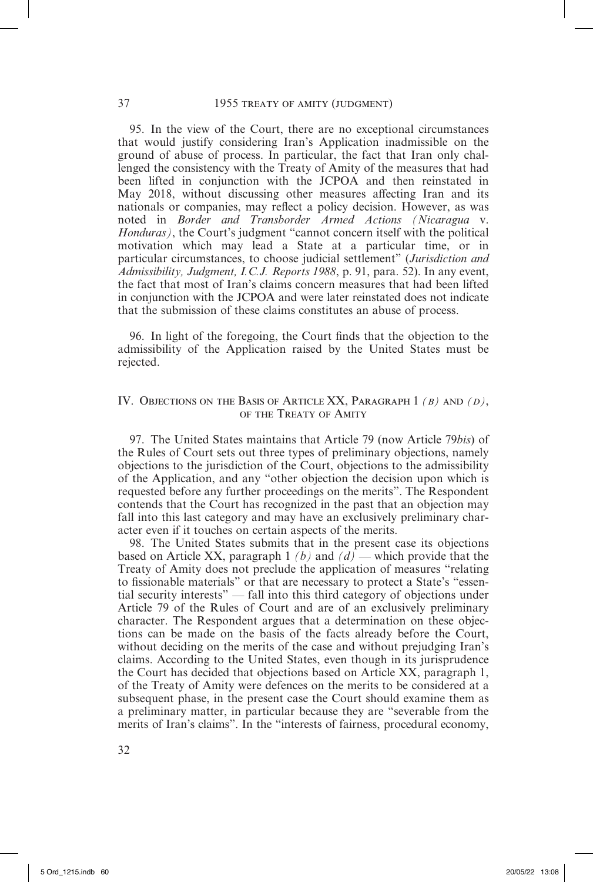95. In the view of the Court, there are no exceptional circumstances that would justify considering Iran's Application inadmissible on the ground of abuse of process. In particular, the fact that Iran only challenged the consistency with the Treaty of Amity of the measures that had been lifted in conjunction with the JCPOA and then reinstated in May 2018, without discussing other measures affecting Iran and its nationals or companies, may reflect a policy decision. However, as was noted in *Border and Transborder Armed Actions (Nicaragua* v. *Honduras)*, the Court's judgment "cannot concern itself with the political motivation which may lead a State at a particular time, or in particular circumstances, to choose judicial settlement" (*Jurisdiction and Admissibility, Judgment, I.C.J. Reports 1988*, p. 91, para. 52). In any event, the fact that most of Iran's claims concern measures that had been lifted in conjunction with the JCPOA and were later reinstated does not indicate that the submission of these claims constitutes an abuse of process.

96. In light of the foregoing, the Court finds that the objection to the admissibility of the Application raised by the United States must be rejected.

## IV. Objections on the Basis of Article XX, Paragraph 1 *(b)* and *(d)*, of the Treaty of Amity

97. The United States maintains that Article 79 (now Article 79*bis*) of the Rules of Court sets out three types of preliminary objections, namely objections to the jurisdiction of the Court, objections to the admissibility of the Application, and any "other objection the decision upon which is requested before any further proceedings on the merits". The Respondent contends that the Court has recognized in the past that an objection may fall into this last category and may have an exclusively preliminary character even if it touches on certain aspects of the merits.

98. The United States submits that in the present case its objections based on Article XX, paragraph 1 *(b)* and *(d)* — which provide that the Treaty of Amity does not preclude the application of measures "relating to fissionable materials" or that are necessary to protect a State's "essential security interests" — fall into this third category of objections under Article 79 of the Rules of Court and are of an exclusively preliminary character. The Respondent argues that a determination on these objections can be made on the basis of the facts already before the Court, without deciding on the merits of the case and without prejudging Iran's claims. According to the United States, even though in its jurisprudence the Court has decided that objections based on Article XX, paragraph 1, of the Treaty of Amity were defences on the merits to be considered at a subsequent phase, in the present case the Court should examine them as a preliminary matter, in particular because they are "severable from the merits of Iran's claims". In the "interests of fairness, procedural economy,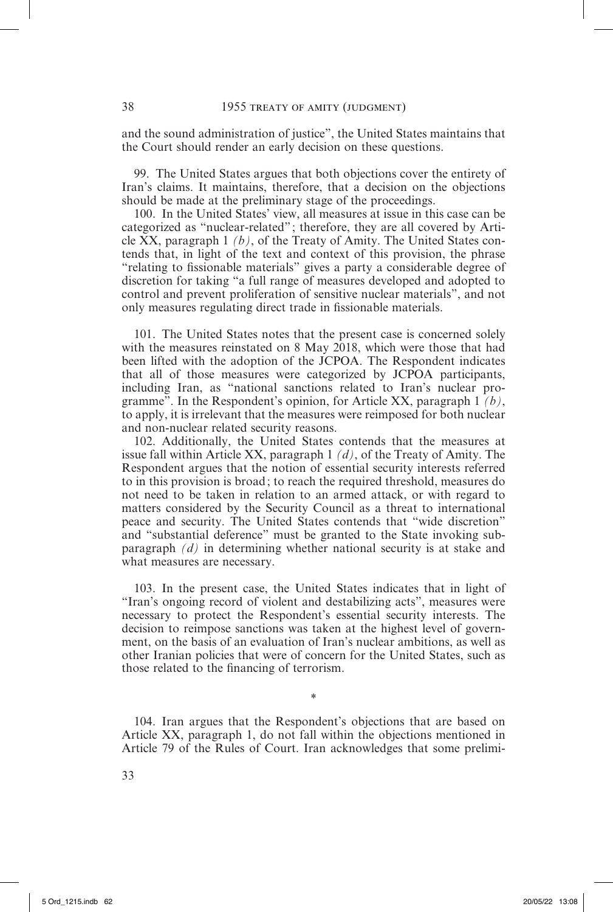and the sound administration of justice", the United States maintains that the Court should render an early decision on these questions.

99. The United States argues that both objections cover the entirety of Iran's claims. It maintains, therefore, that a decision on the objections should be made at the preliminary stage of the proceedings.

100. In the United States' view, all measures at issue in this case can be categorized as "nuclear-related"; therefore, they are all covered by Article XX, paragraph 1 *(b)*, of the Treaty of Amity. The United States contends that, in light of the text and context of this provision, the phrase "relating to fissionable materials" gives a party a considerable degree of discretion for taking "a full range of measures developed and adopted to control and prevent proliferation of sensitive nuclear materials", and not only measures regulating direct trade in fissionable materials.

101. The United States notes that the present case is concerned solely with the measures reinstated on 8 May 2018, which were those that had been lifted with the adoption of the JCPOA. The Respondent indicates that all of those measures were categorized by JCPOA participants, including Iran, as "national sanctions related to Iran's nuclear programme". In the Respondent's opinion, for Article XX, paragraph 1 *(b)*, to apply, it is irrelevant that the measures were reimposed for both nuclear and non-nuclear related security reasons.

102. Additionally, the United States contends that the measures at issue fall within Article XX, paragraph 1 *(d)*, of the Treaty of Amity. The Respondent argues that the notion of essential security interests referred to in this provision is broad; to reach the required threshold, measures do not need to be taken in relation to an armed attack, or with regard to matters considered by the Security Council as a threat to international peace and security. The United States contends that "wide discretion" and "substantial deference" must be granted to the State invoking subparagraph *(d)* in determining whether national security is at stake and what measures are necessary.

103. In the present case, the United States indicates that in light of "Iran's ongoing record of violent and destabilizing acts", measures were necessary to protect the Respondent's essential security interests. The decision to reimpose sanctions was taken at the highest level of government, on the basis of an evaluation of Iran's nuclear ambitions, as well as other Iranian policies that were of concern for the United States, such as those related to the financing of terrorism.

*

104. Iran argues that the Respondent's objections that are based on Article XX, paragraph 1, do not fall within the objections mentioned in Article 79 of the Rules of Court. Iran acknowledges that some prelimi-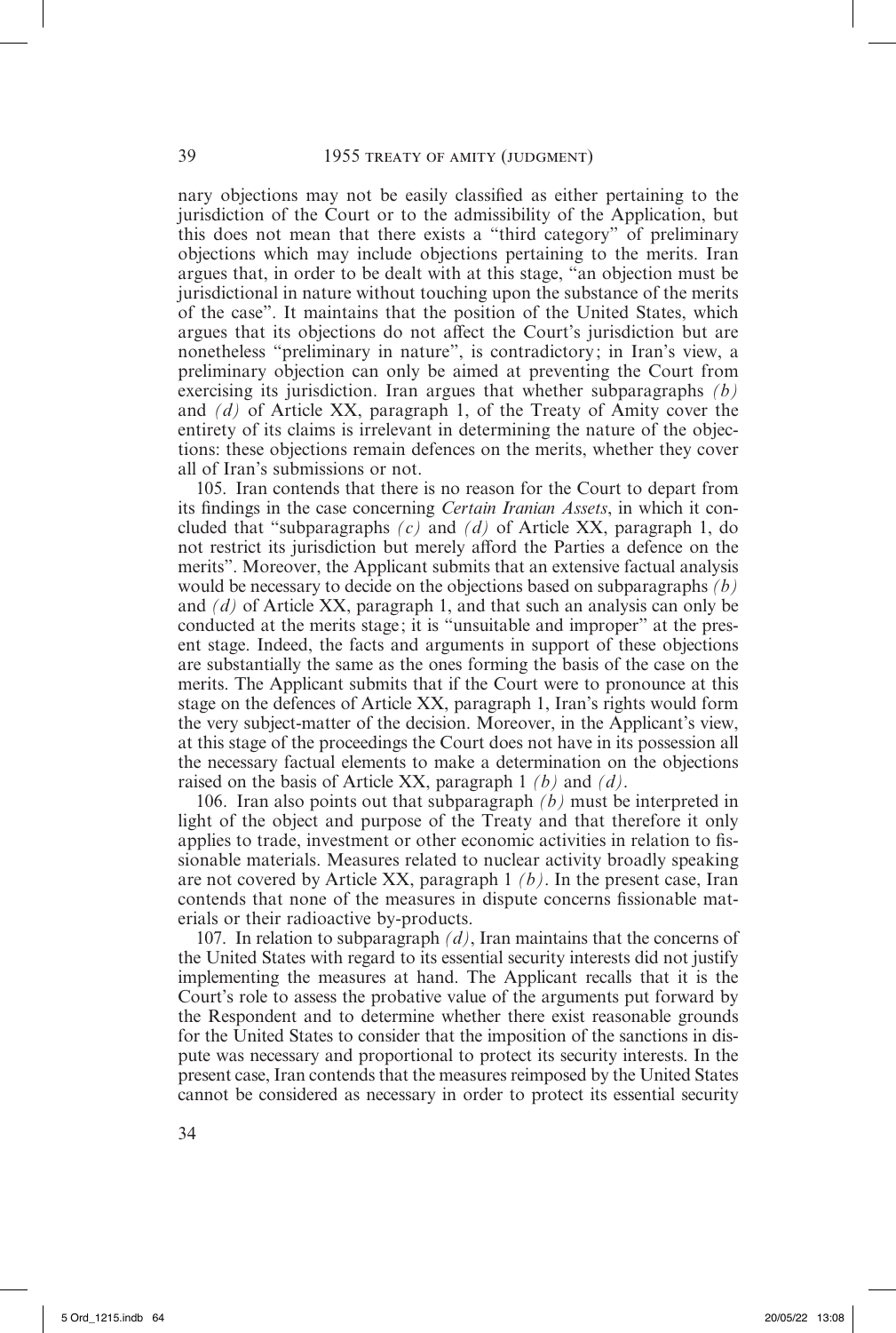nary objections may not be easily classified as either pertaining to the jurisdiction of the Court or to the admissibility of the Application, but this does not mean that there exists a "third category" of preliminary objections which may include objections pertaining to the merits. Iran argues that, in order to be dealt with at this stage, "an objection must be jurisdictional in nature without touching upon the substance of the merits of the case". It maintains that the position of the United States, which argues that its objections do not affect the Court's jurisdiction but are nonetheless "preliminary in nature", is contradictory; in Iran's view, a preliminary objection can only be aimed at preventing the Court from exercising its jurisdiction. Iran argues that whether subparagraphs *(b)* and *(d)* of Article XX, paragraph 1, of the Treaty of Amity cover the entirety of its claims is irrelevant in determining the nature of the objections: these objections remain defences on the merits, whether they cover all of Iran's submissions or not.

105. Iran contends that there is no reason for the Court to depart from its findings in the case concerning *Certain Iranian Assets*, in which it concluded that "subparagraphs *(c)* and *(d)* of Article XX, paragraph 1, do not restrict its jurisdiction but merely afford the Parties a defence on the merits". Moreover, the Applicant submits that an extensive factual analysis would be necessary to decide on the objections based on subparagraphs *(b)* and *(d)* of Article XX, paragraph 1, and that such an analysis can only be conducted at the merits stage; it is "unsuitable and improper" at the present stage. Indeed, the facts and arguments in support of these objections are substantially the same as the ones forming the basis of the case on the merits. The Applicant submits that if the Court were to pronounce at this stage on the defences of Article XX, paragraph 1, Iran's rights would form the very subject-matter of the decision. Moreover, in the Applicant's view, at this stage of the proceedings the Court does not have in its possession all the necessary factual elements to make a determination on the objections raised on the basis of Article XX, paragraph 1 *(b)* and *(d)*.

106. Iran also points out that subparagraph *(b)* must be interpreted in light of the object and purpose of the Treaty and that therefore it only applies to trade, investment or other economic activities in relation to fissionable materials. Measures related to nuclear activity broadly speaking are not covered by Article XX, paragraph 1 *(b)*. In the present case, Iran contends that none of the measures in dispute concerns fissionable materials or their radioactive by-products.

107. In relation to subparagraph *(d)*, Iran maintains that the concerns of the United States with regard to its essential security interests did not justify implementing the measures at hand. The Applicant recalls that it is the Court's role to assess the probative value of the arguments put forward by the Respondent and to determine whether there exist reasonable grounds for the United States to consider that the imposition of the sanctions in dispute was necessary and proportional to protect its security interests. In the present case, Iran contends that the measures reimposed by the United States cannot be considered as necessary in order to protect its essential security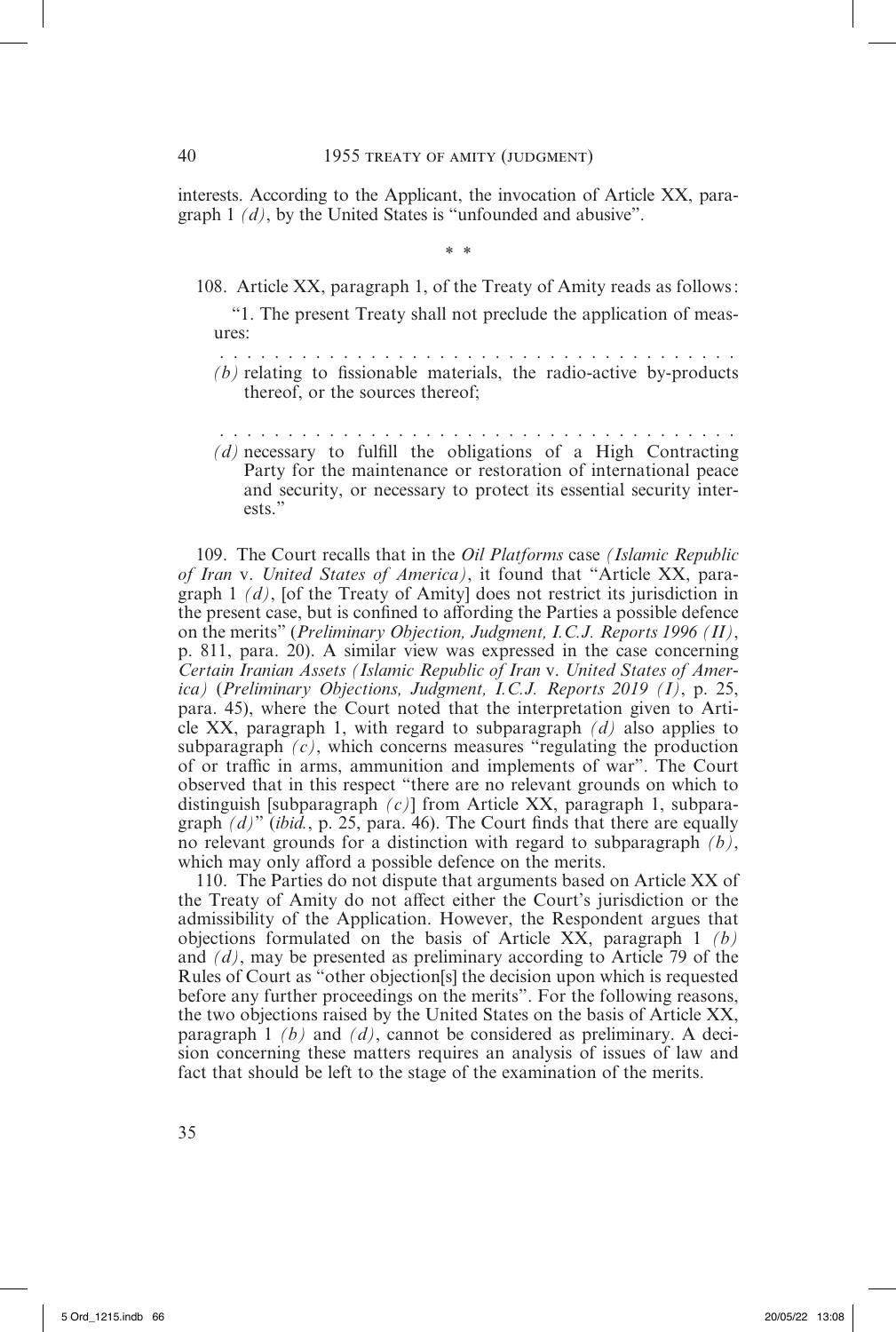interests. According to the Applicant, the invocation of Article XX, paragraph 1 *(d)*, by the United States is "unfounded and abusive".

\* \*

108. Article XX, paragraph 1, of the Treaty of Amity reads as follows:

> "1. The present Treaty shall not preclude the application of measures:
>
> . . . . . . . . . . . . . . . . . . . . . . . . . . . . . . . . . . . . .
>
> *(b)* relating to fissionable materials, the radio-active by-products thereof, or the sources thereof;
>
> . . . . . . . . . . . . . . . . . . . . . . . . . . . . . . . . . . . . .
>
> *(d)* necessary to fulfill the obligations of a High Contracting Party for the maintenance or restoration of international peace and security, or necessary to protect its essential security interests."

109. The Court recalls that in the *Oil Platforms* case *(Islamic Republic of Iran* v. *United States of America)*, it found that "Article XX, paragraph 1 *(d)*, [of the Treaty of Amity] does not restrict its jurisdiction in the present case, but is confined to affording the Parties a possible defence on the merits" (*Preliminary Objection, Judgment, I.C.J. Reports 1996 (II)*, p. 811, para. 20). A similar view was expressed in the case concerning *Certain Iranian Assets (Islamic Republic of Iran* v. *United States of America)* (*Preliminary Objections, Judgment, I.C.J. Reports 2019 (I)*, p. 25, para. 45), where the Court noted that the interpretation given to Article XX, paragraph 1, with regard to subparagraph *(d)* also applies to subparagraph *(c)*, which concerns measures "regulating the production of or traffic in arms, ammunition and implements of war". The Court observed that in this respect "there are no relevant grounds on which to distinguish [subparagraph *(c)*] from Article XX, paragraph 1, subparagraph *(d)*" (*ibid.*, p. 25, para. 46). The Court finds that there are equally no relevant grounds for a distinction with regard to subparagraph *(b)*, which may only afford a possible defence on the merits.

110. The Parties do not dispute that arguments based on Article XX of the Treaty of Amity do not affect either the Court's jurisdiction or the admissibility of the Application. However, the Respondent argues that objections formulated on the basis of Article XX, paragraph 1 *(b)* and *(d)*, may be presented as preliminary according to Article 79 of the Rules of Court as "other objection[s] the decision upon which is requested before any further proceedings on the merits". For the following reasons, the two objections raised by the United States on the basis of Article XX, paragraph 1 *(b)* and *(d)*, cannot be considered as preliminary. A decision concerning these matters requires an analysis of issues of law and fact that should be left to the stage of the examination of the merits.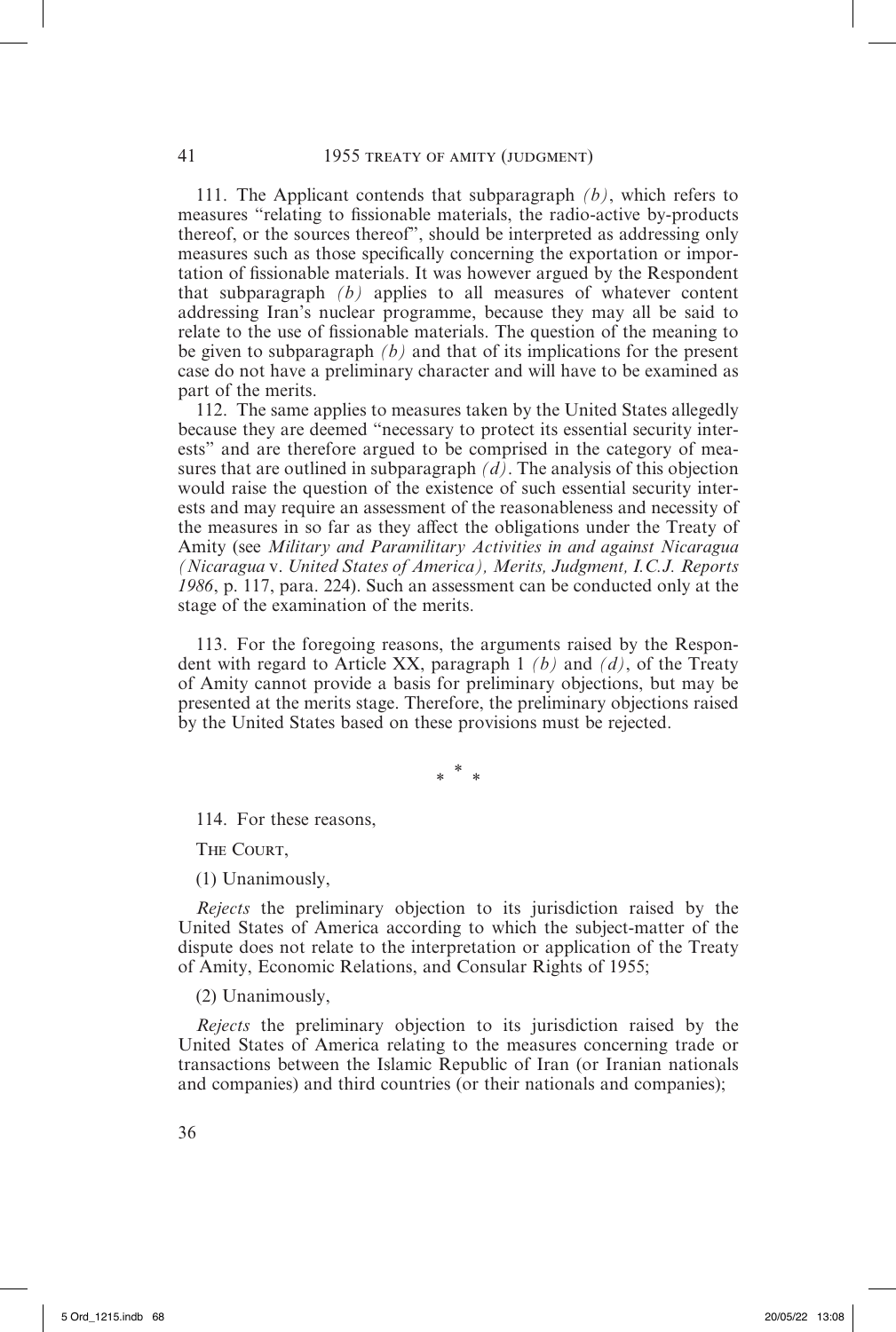111. The Applicant contends that subparagraph *(b)*, which refers to measures "relating to fissionable materials, the radio-active by-products thereof, or the sources thereof", should be interpreted as addressing only measures such as those specifically concerning the exportation or importation of fissionable materials. It was however argued by the Respondent that subparagraph *(b)* applies to all measures of whatever content addressing Iran's nuclear programme, because they may all be said to relate to the use of fissionable materials. The question of the meaning to be given to subparagraph *(b)* and that of its implications for the present case do not have a preliminary character and will have to be examined as part of the merits.

112. The same applies to measures taken by the United States allegedly because they are deemed "necessary to protect its essential security interests" and are therefore argued to be comprised in the category of measures that are outlined in subparagraph *(d)*. The analysis of this objection would raise the question of the existence of such essential security interests and may require an assessment of the reasonableness and necessity of the measures in so far as they affect the obligations under the Treaty of Amity (see *Military and Paramilitary Activities in and against Nicaragua (Nicaragua* v. *United States of America), Merits, Judgment, I.C.J. Reports 1986*, p. 117, para. 224). Such an assessment can be conducted only at the stage of the examination of the merits.

113. For the foregoing reasons, the arguments raised by the Respondent with regard to Article XX, paragraph 1 *(b)* and *(d)*, of the Treaty of Amity cannot provide a basis for preliminary objections, but may be presented at the merits stage. Therefore, the preliminary objections raised by the United States based on these provisions must be rejected.

\* \* \*

114. For these reasons,

The Court,

(1) Unanimously,

*Rejects* the preliminary objection to its jurisdiction raised by the United States of America according to which the subject-matter of the dispute does not relate to the interpretation or application of the Treaty of Amity, Economic Relations, and Consular Rights of 1955;

(2) Unanimously,

*Rejects* the preliminary objection to its jurisdiction raised by the United States of America relating to the measures concerning trade or transactions between the Islamic Republic of Iran (or Iranian nationals and companies) and third countries (or their nationals and companies);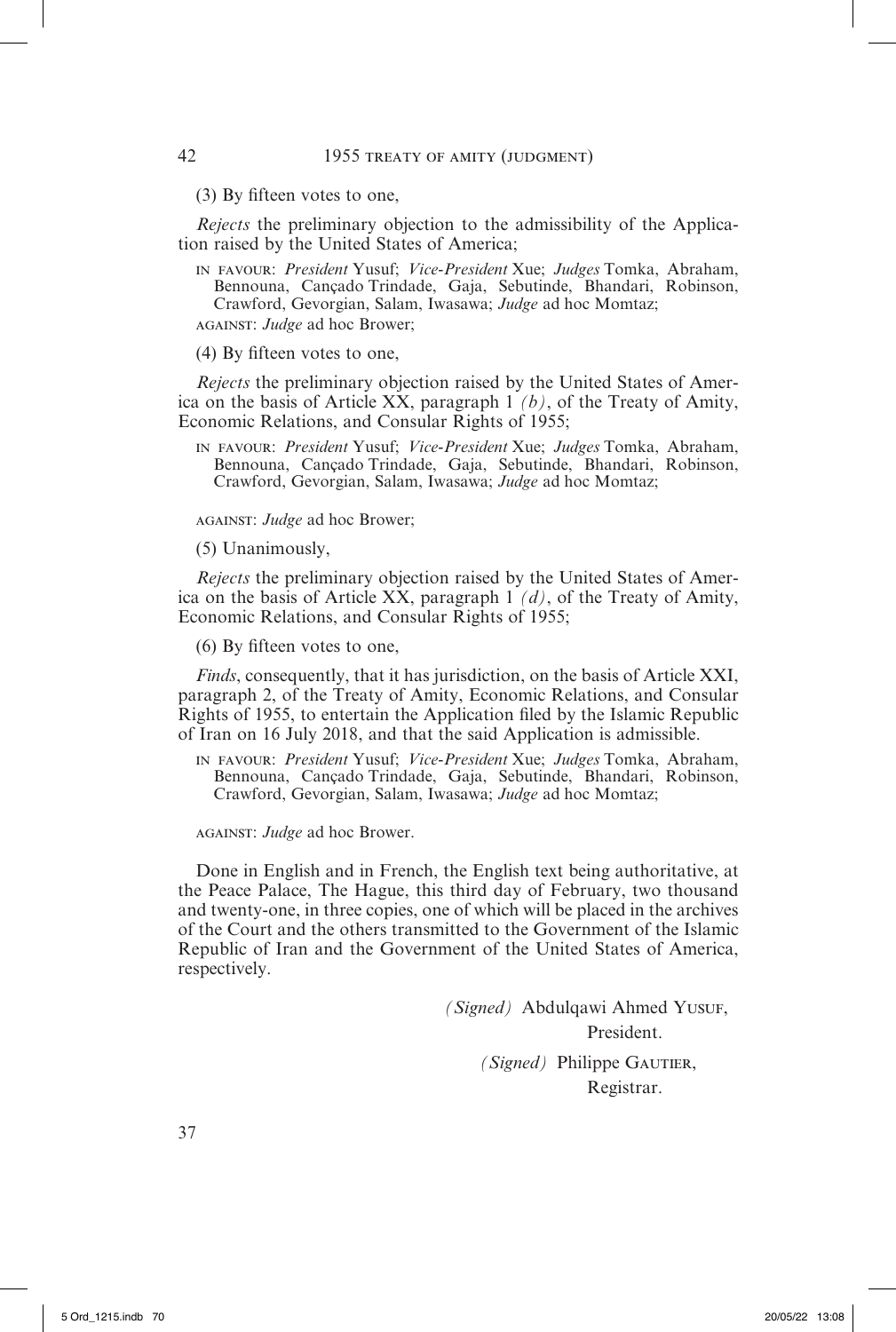(3) By fifteen votes to one,

*Rejects* the preliminary objection to the admissibility of the Application raised by the United States of America;

IN FAVOUR: *President* Yusuf; *Vice-President* Xue; *Judges* Tomka, Abraham, Bennouna, Cançado Trindade, Gaja, Sebutinde, Bhandari, Robinson, Crawford, Gevorgian, Salam, Iwasawa; *Judge* ad hoc Momtaz;

AGAINST: *Judge* ad hoc Brower;

(4) By fifteen votes to one,

*Rejects* the preliminary objection raised by the United States of America on the basis of Article XX, paragraph 1 *(b)*, of the Treaty of Amity, Economic Relations, and Consular Rights of 1955;

IN FAVOUR: *President* Yusuf; *Vice-President* Xue; *Judges* Tomka, Abraham, Bennouna, Cançado Trindade, Gaja, Sebutinde, Bhandari, Robinson, Crawford, Gevorgian, Salam, Iwasawa; *Judge* ad hoc Momtaz;

AGAINST: *Judge* ad hoc Brower;

(5) Unanimously,

*Rejects* the preliminary objection raised by the United States of America on the basis of Article XX, paragraph 1 *(d)*, of the Treaty of Amity, Economic Relations, and Consular Rights of 1955;

(6) By fifteen votes to one,

*Finds*, consequently, that it has jurisdiction, on the basis of Article XXI, paragraph 2, of the Treaty of Amity, Economic Relations, and Consular Rights of 1955, to entertain the Application filed by the Islamic Republic of Iran on 16 July 2018, and that the said Application is admissible.

IN FAVOUR: *President* Yusuf; *Vice-President* Xue; *Judges* Tomka, Abraham, Bennouna, Cançado Trindade, Gaja, Sebutinde, Bhandari, Robinson, Crawford, Gevorgian, Salam, Iwasawa; *Judge* ad hoc Momtaz;

AGAINST: *Judge* ad hoc Brower.

Done in English and in French, the English text being authoritative, at the Peace Palace, The Hague, this third day of February, two thousand and twenty-one, in three copies, one of which will be placed in the archives of the Court and the others transmitted to the Government of the Islamic Republic of Iran and the Government of the United States of America, respectively.

*(Signed)* Abdulqawi Ahmed YUSUF,
President.

*(Signed)* Philippe GAUTIER,
Registrar.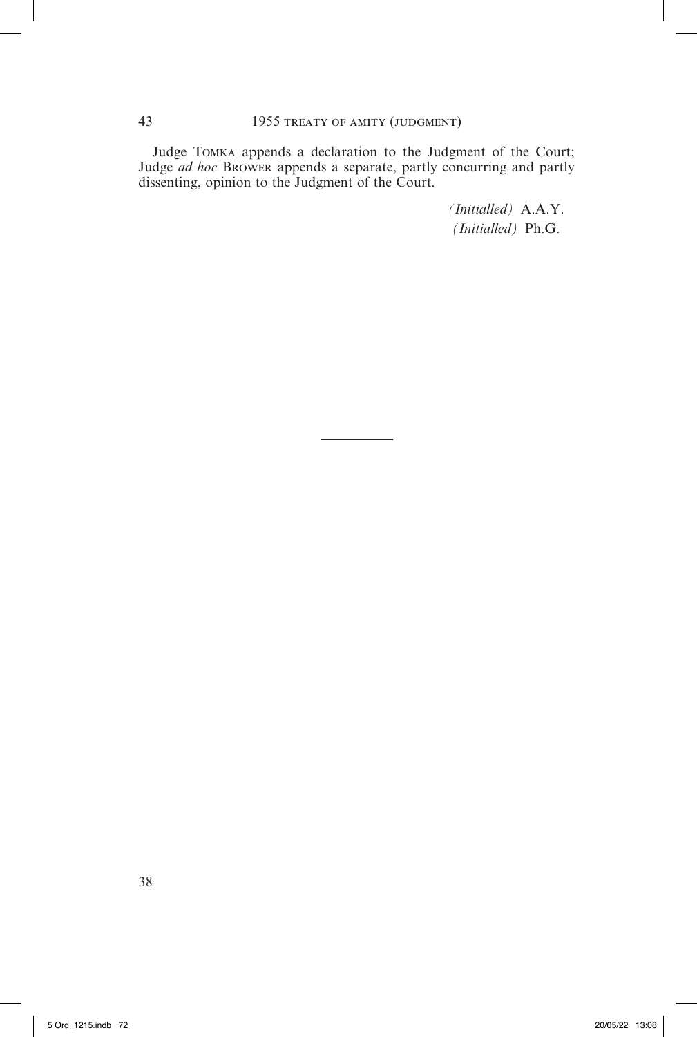Judge Tomka appends a declaration to the Judgment of the Court; Judge *ad hoc* Brower appends a separate, partly concurring and partly dissenting, opinion to the Judgment of the Court.

*(Initialled)* A.A.Y.

*(Initialled)* Ph.G.

---